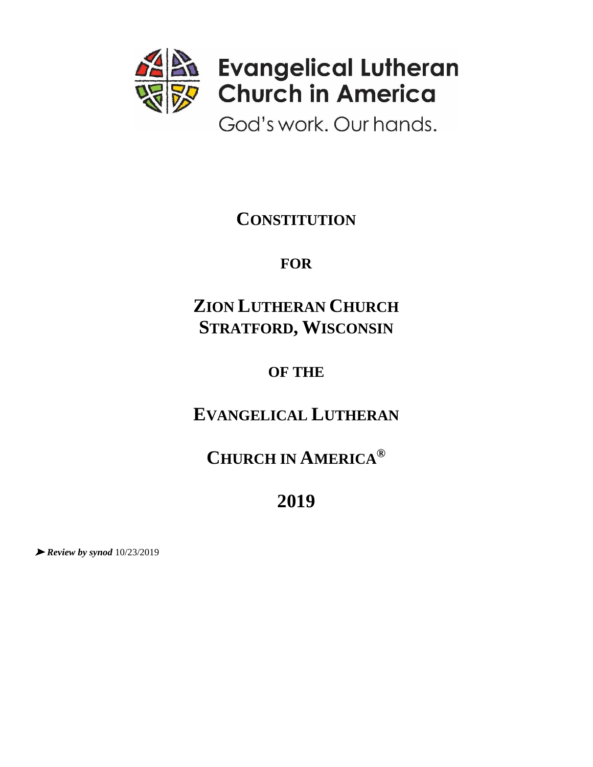Evangelical Lutheran Church in America

God's work. Our hands.

# CONSTITUTION

## FOR

## ZION LUTHERAN CHURCH STRATFORD, WISCONSIN

## OF THE

## EVANGELICAL LUTHERAN

## CHURCH IN AMERICA®

## 2019

➤ ***Review by synod*** 10/23/2019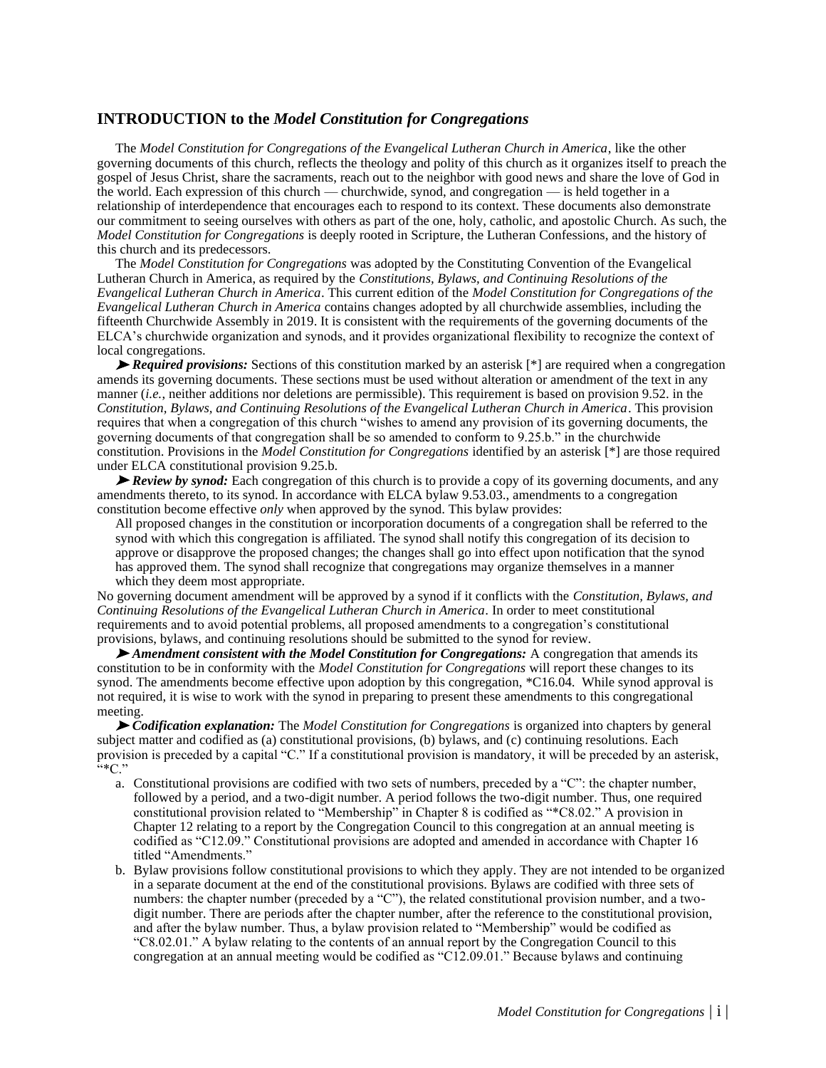## INTRODUCTION to the *Model Constitution for Congregations*

The *Model Constitution for Congregations of the Evangelical Lutheran Church in America*, like the other governing documents of this church, reflects the theology and polity of this church as it organizes itself to preach the gospel of Jesus Christ, share the sacraments, reach out to the neighbor with good news and share the love of God in the world. Each expression of this church — churchwide, synod, and congregation — is held together in a relationship of interdependence that encourages each to respond to its context. These documents also demonstrate our commitment to seeing ourselves with others as part of the one, holy, catholic, and apostolic Church. As such, the *Model Constitution for Congregations* is deeply rooted in Scripture, the Lutheran Confessions, and the history of this church and its predecessors.

The *Model Constitution for Congregations* was adopted by the Constituting Convention of the Evangelical Lutheran Church in America, as required by the *Constitutions, Bylaws, and Continuing Resolutions of the Evangelical Lutheran Church in America*. This current edition of the *Model Constitution for Congregations of the Evangelical Lutheran Church in America* contains changes adopted by all churchwide assemblies, including the fifteenth Churchwide Assembly in 2019. It is consistent with the requirements of the governing documents of the ELCA's churchwide organization and synods, and it provides organizational flexibility to recognize the context of local congregations.

➤ ***Required provisions:*** Sections of this constitution marked by an asterisk [*] are required when a congregation amends its governing documents. These sections must be used without alteration or amendment of the text in any manner (*i.e.*, neither additions nor deletions are permissible). This requirement is based on provision 9.52. in the *Constitution, Bylaws, and Continuing Resolutions of the Evangelical Lutheran Church in America*. This provision requires that when a congregation of this church "wishes to amend any provision of its governing documents, the governing documents of that congregation shall be so amended to conform to 9.25.b." in the churchwide constitution. Provisions in the *Model Constitution for Congregations* identified by an asterisk [*] are those required under ELCA constitutional provision 9.25.b.

➤ ***Review by synod:*** Each congregation of this church is to provide a copy of its governing documents, and any amendments thereto, to its synod. In accordance with ELCA bylaw 9.53.03., amendments to a congregation constitution become effective *only* when approved by the synod. This bylaw provides:

> All proposed changes in the constitution or incorporation documents of a congregation shall be referred to the synod with which this congregation is affiliated. The synod shall notify this congregation of its decision to approve or disapprove the proposed changes; the changes shall go into effect upon notification that the synod has approved them. The synod shall recognize that congregations may organize themselves in a manner which they deem most appropriate.

No governing document amendment will be approved by a synod if it conflicts with the *Constitution, Bylaws, and Continuing Resolutions of the Evangelical Lutheran Church in America*. In order to meet constitutional requirements and to avoid potential problems, all proposed amendments to a congregation's constitutional provisions, bylaws, and continuing resolutions should be submitted to the synod for review.

➤ ***Amendment consistent with the Model Constitution for Congregations:*** A congregation that amends its constitution to be in conformity with the *Model Constitution for Congregations* will report these changes to its synod. The amendments become effective upon adoption by this congregation, *C16.04. While synod approval is not required, it is wise to work with the synod in preparing to present these amendments to this congregational meeting.

➤ ***Codification explanation:*** The *Model Constitution for Congregations* is organized into chapters by general subject matter and codified as (a) constitutional provisions, (b) bylaws, and (c) continuing resolutions. Each provision is preceded by a capital "C." If a constitutional provision is mandatory, it will be preceded by an asterisk, "*C."

a. Constitutional provisions are codified with two sets of numbers, preceded by a "C": the chapter number, followed by a period, and a two-digit number. A period follows the two-digit number. Thus, one required constitutional provision related to "Membership" in Chapter 8 is codified as "*C8.02." A provision in Chapter 12 relating to a report by the Congregation Council to this congregation at an annual meeting is codified as "C12.09." Constitutional provisions are adopted and amended in accordance with Chapter 16 titled "Amendments."

b. Bylaw provisions follow constitutional provisions to which they apply. They are not intended to be organized in a separate document at the end of the constitutional provisions. Bylaws are codified with three sets of numbers: the chapter number (preceded by a "C"), the related constitutional provision number, and a two-digit number. There are periods after the chapter number, after the reference to the constitutional provision, and after the bylaw number. Thus, a bylaw provision related to "Membership" would be codified as "C8.02.01." A bylaw relating to the contents of an annual report by the Congregation Council to this congregation at an annual meeting would be codified as "C12.09.01." Because bylaws and continuing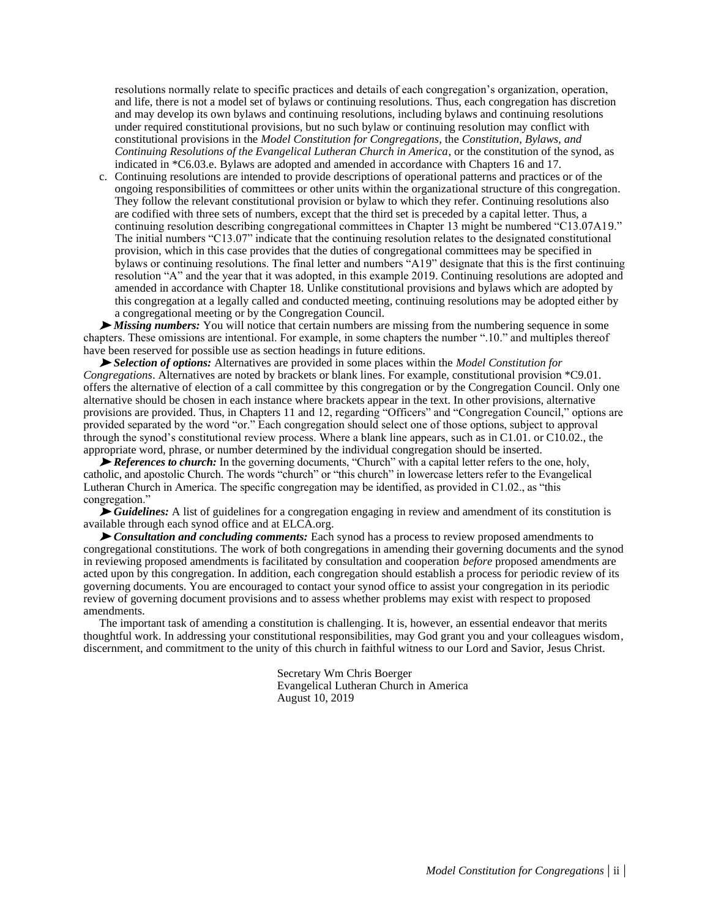resolutions normally relate to specific practices and details of each congregation's organization, operation, and life, there is not a model set of bylaws or continuing resolutions. Thus, each congregation has discretion and may develop its own bylaws and continuing resolutions, including bylaws and continuing resolutions under required constitutional provisions, but no such bylaw or continuing resolution may conflict with constitutional provisions in the *Model Constitution for Congregations*, the *Constitution, Bylaws, and Continuing Resolutions of the Evangelical Lutheran Church in America*, or the constitution of the synod, as indicated in *C6.03.e. Bylaws are adopted and amended in accordance with Chapters 16 and 17.

c. Continuing resolutions are intended to provide descriptions of operational patterns and practices or of the ongoing responsibilities of committees or other units within the organizational structure of this congregation. They follow the relevant constitutional provision or bylaw to which they refer. Continuing resolutions also are codified with three sets of numbers, except that the third set is preceded by a capital letter. Thus, a continuing resolution describing congregational committees in Chapter 13 might be numbered "C13.07A19." The initial numbers "C13.07" indicate that the continuing resolution relates to the designated constitutional provision, which in this case provides that the duties of congregational committees may be specified in bylaws or continuing resolutions. The final letter and numbers "A19" designate that this is the first continuing resolution "A" and the year that it was adopted, in this example 2019. Continuing resolutions are adopted and amended in accordance with Chapter 18. Unlike constitutional provisions and bylaws which are adopted by this congregation at a legally called and conducted meeting, continuing resolutions may be adopted either by a congregational meeting or by the Congregation Council.

➤ ***Missing numbers:*** You will notice that certain numbers are missing from the numbering sequence in some chapters. These omissions are intentional. For example, in some chapters the number ".10." and multiples thereof have been reserved for possible use as section headings in future editions.

➤ ***Selection of options:*** Alternatives are provided in some places within the *Model Constitution for Congregations*. Alternatives are noted by brackets or blank lines. For example, constitutional provision *C9.01. offers the alternative of election of a call committee by this congregation or by the Congregation Council. Only one alternative should be chosen in each instance where brackets appear in the text. In other provisions, alternative provisions are provided. Thus, in Chapters 11 and 12, regarding "Officers" and "Congregation Council," options are provided separated by the word "or." Each congregation should select one of those options, subject to approval through the synod's constitutional review process. Where a blank line appears, such as in C1.01. or C10.02., the appropriate word, phrase, or number determined by the individual congregation should be inserted.

➤ ***References to church:*** In the governing documents, "Church" with a capital letter refers to the one, holy, catholic, and apostolic Church. The words "church" or "this church" in lowercase letters refer to the Evangelical Lutheran Church in America. The specific congregation may be identified, as provided in C1.02., as "this congregation."

➤ ***Guidelines:*** A list of guidelines for a congregation engaging in review and amendment of its constitution is available through each synod office and at ELCA.org.

➤ ***Consultation and concluding comments:*** Each synod has a process to review proposed amendments to congregational constitutions. The work of both congregations in amending their governing documents and the synod in reviewing proposed amendments is facilitated by consultation and cooperation *before* proposed amendments are acted upon by this congregation. In addition, each congregation should establish a process for periodic review of its governing documents. You are encouraged to contact your synod office to assist your congregation in its periodic review of governing document provisions and to assess whether problems may exist with respect to proposed amendments.

The important task of amending a constitution is challenging. It is, however, an essential endeavor that merits thoughtful work. In addressing your constitutional responsibilities, may God grant you and your colleagues wisdom, discernment, and commitment to the unity of this church in faithful witness to our Lord and Savior, Jesus Christ.

Secretary Wm Chris Boerger  
Evangelical Lutheran Church in America  
August 10, 2019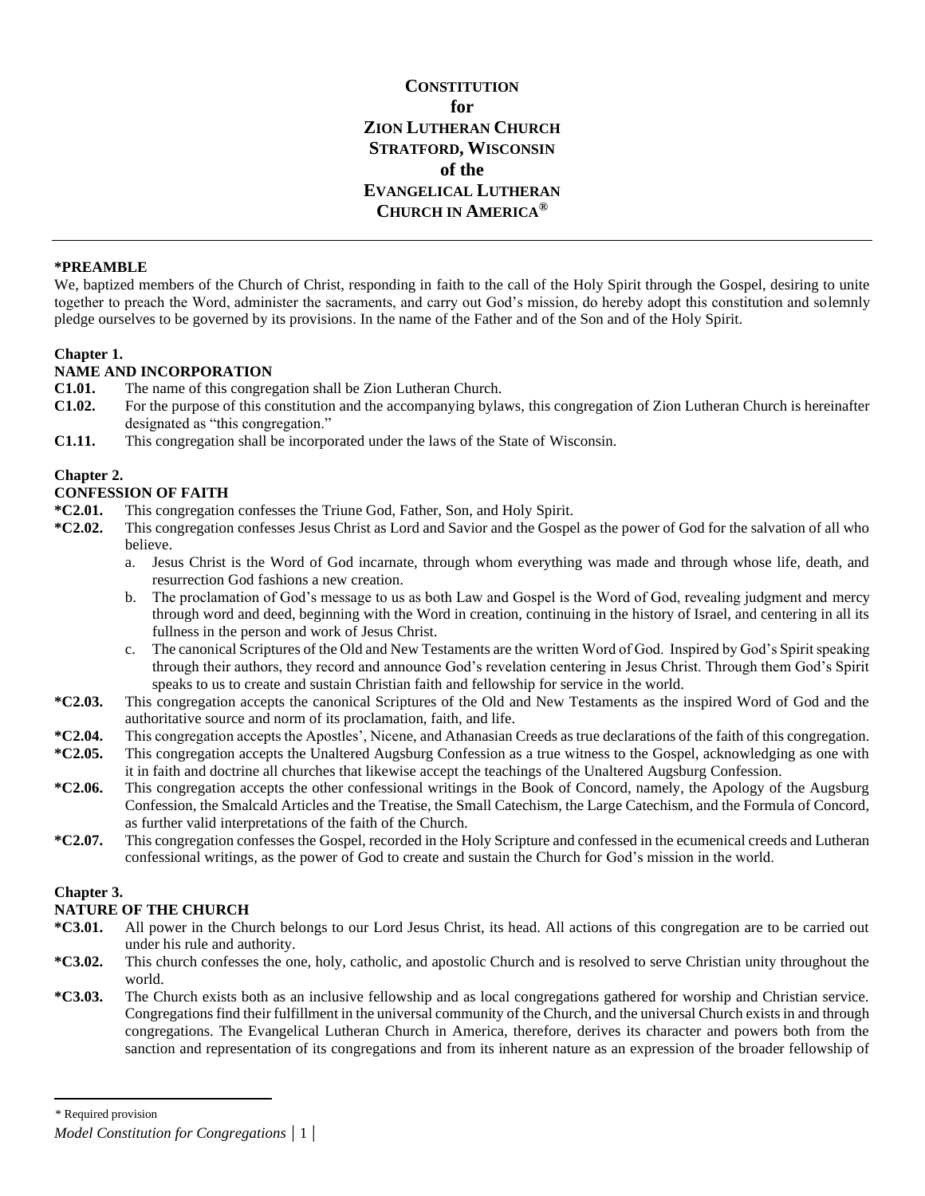# CONSTITUTION
# for
# ZION LUTHERAN CHURCH
# STRATFORD, WISCONSIN
# of the
# EVANGELICAL LUTHERAN CHURCH IN AMERICA®

---

**\*PREAMBLE**

We, baptized members of the Church of Christ, responding in faith to the call of the Holy Spirit through the Gospel, desiring to unite together to preach the Word, administer the sacraments, and carry out God's mission, do hereby adopt this constitution and solemnly pledge ourselves to be governed by its provisions. In the name of the Father and of the Son and of the Holy Spirit.

## Chapter 1.
## NAME AND INCORPORATION

**C1.01.** The name of this congregation shall be Zion Lutheran Church.

**C1.02.** For the purpose of this constitution and the accompanying bylaws, this congregation of Zion Lutheran Church is hereinafter designated as "this congregation."

**C1.11.** This congregation shall be incorporated under the laws of the State of Wisconsin.

## Chapter 2.
## CONFESSION OF FAITH

**\*C2.01.** This congregation confesses the Triune God, Father, Son, and Holy Spirit.

**\*C2.02.** This congregation confesses Jesus Christ as Lord and Savior and the Gospel as the power of God for the salvation of all who believe.

a. Jesus Christ is the Word of God incarnate, through whom everything was made and through whose life, death, and resurrection God fashions a new creation.

b. The proclamation of God's message to us as both Law and Gospel is the Word of God, revealing judgment and mercy through word and deed, beginning with the Word in creation, continuing in the history of Israel, and centering in all its fullness in the person and work of Jesus Christ.

c. The canonical Scriptures of the Old and New Testaments are the written Word of God. Inspired by God's Spirit speaking through their authors, they record and announce God's revelation centering in Jesus Christ. Through them God's Spirit speaks to us to create and sustain Christian faith and fellowship for service in the world.

**\*C2.03.** This congregation accepts the canonical Scriptures of the Old and New Testaments as the inspired Word of God and the authoritative source and norm of its proclamation, faith, and life.

**\*C2.04.** This congregation accepts the Apostles', Nicene, and Athanasian Creeds as true declarations of the faith of this congregation.

**\*C2.05.** This congregation accepts the Unaltered Augsburg Confession as a true witness to the Gospel, acknowledging as one with it in faith and doctrine all churches that likewise accept the teachings of the Unaltered Augsburg Confession.

**\*C2.06.** This congregation accepts the other confessional writings in the Book of Concord, namely, the Apology of the Augsburg Confession, the Smalcald Articles and the Treatise, the Small Catechism, the Large Catechism, and the Formula of Concord, as further valid interpretations of the faith of the Church.

**\*C2.07.** This congregation confesses the Gospel, recorded in the Holy Scripture and confessed in the ecumenical creeds and Lutheran confessional writings, as the power of God to create and sustain the Church for God's mission in the world.

## Chapter 3.
## NATURE OF THE CHURCH

**\*C3.01.** All power in the Church belongs to our Lord Jesus Christ, its head. All actions of this congregation are to be carried out under his rule and authority.

**\*C3.02.** This church confesses the one, holy, catholic, and apostolic Church and is resolved to serve Christian unity throughout the world.

**\*C3.03.** The Church exists both as an inclusive fellowship and as local congregations gathered for worship and Christian service. Congregations find their fulfillment in the universal community of the Church, and the universal Church exists in and through congregations. The Evangelical Lutheran Church in America, therefore, derives its character and powers both from the sanction and representation of its congregations and from its inherent nature as an expression of the broader fellowship of

---

\* Required provision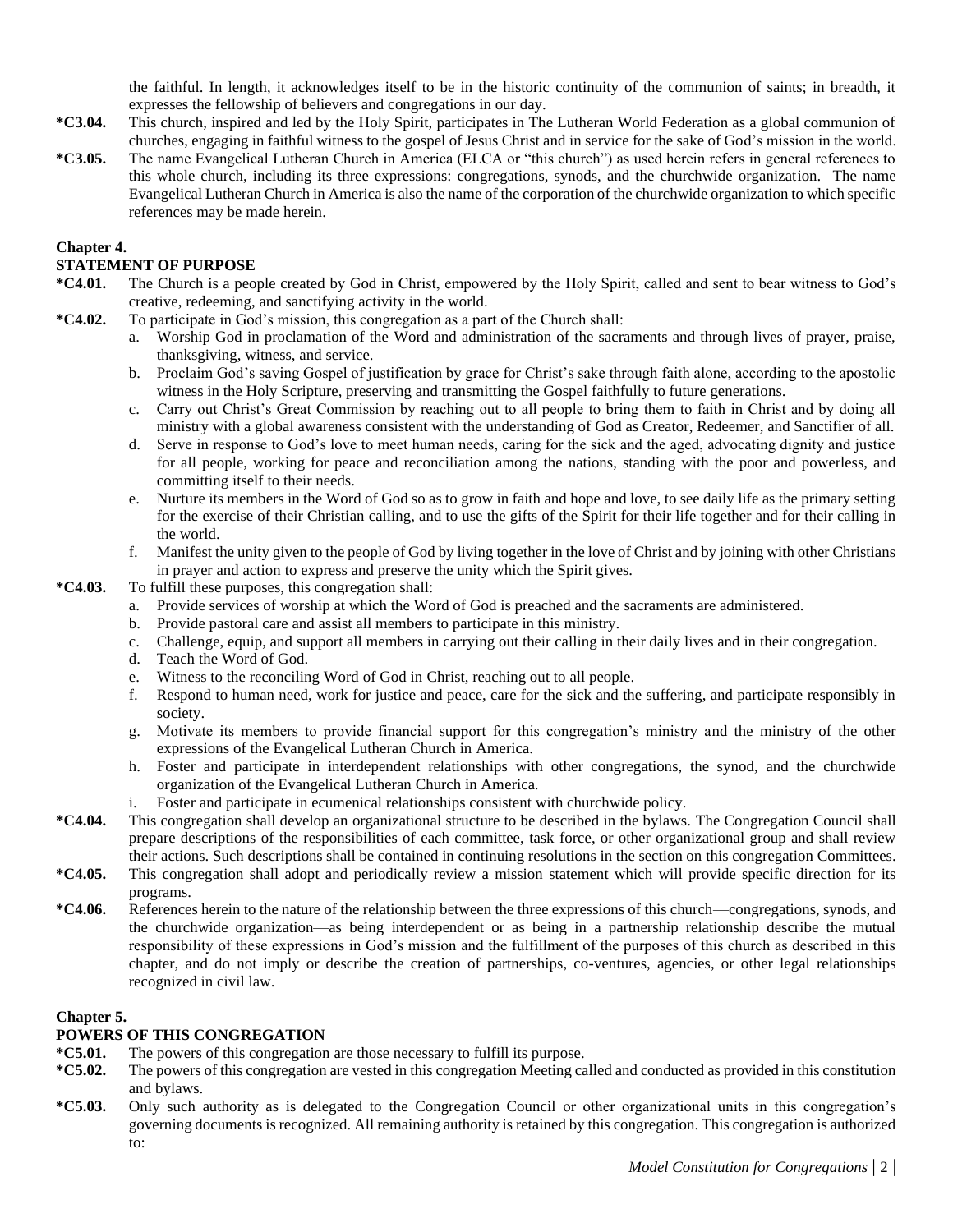the faithful. In length, it acknowledges itself to be in the historic continuity of the communion of saints; in breadth, it expresses the fellowship of believers and congregations in our day.

**\*C3.04.** This church, inspired and led by the Holy Spirit, participates in The Lutheran World Federation as a global communion of churches, engaging in faithful witness to the gospel of Jesus Christ and in service for the sake of God's mission in the world.

**\*C3.05.** The name Evangelical Lutheran Church in America (ELCA or "this church") as used herein refers in general references to this whole church, including its three expressions: congregations, synods, and the churchwide organization. The name Evangelical Lutheran Church in America is also the name of the corporation of the churchwide organization to which specific references may be made herein.

## Chapter 4.
## STATEMENT OF PURPOSE

**\*C4.01.** The Church is a people created by God in Christ, empowered by the Holy Spirit, called and sent to bear witness to God's creative, redeeming, and sanctifying activity in the world.

**\*C4.02.** To participate in God's mission, this congregation as a part of the Church shall:

a. Worship God in proclamation of the Word and administration of the sacraments and through lives of prayer, praise, thanksgiving, witness, and service.
b. Proclaim God's saving Gospel of justification by grace for Christ's sake through faith alone, according to the apostolic witness in the Holy Scripture, preserving and transmitting the Gospel faithfully to future generations.
c. Carry out Christ's Great Commission by reaching out to all people to bring them to faith in Christ and by doing all ministry with a global awareness consistent with the understanding of God as Creator, Redeemer, and Sanctifier of all.
d. Serve in response to God's love to meet human needs, caring for the sick and the aged, advocating dignity and justice for all people, working for peace and reconciliation among the nations, standing with the poor and powerless, and committing itself to their needs.
e. Nurture its members in the Word of God so as to grow in faith and hope and love, to see daily life as the primary setting for the exercise of their Christian calling, and to use the gifts of the Spirit for their life together and for their calling in the world.
f. Manifest the unity given to the people of God by living together in the love of Christ and by joining with other Christians in prayer and action to express and preserve the unity which the Spirit gives.

**\*C4.03.** To fulfill these purposes, this congregation shall:

a. Provide services of worship at which the Word of God is preached and the sacraments are administered.
b. Provide pastoral care and assist all members to participate in this ministry.
c. Challenge, equip, and support all members in carrying out their calling in their daily lives and in their congregation.
d. Teach the Word of God.
e. Witness to the reconciling Word of God in Christ, reaching out to all people.
f. Respond to human need, work for justice and peace, care for the sick and the suffering, and participate responsibly in society.
g. Motivate its members to provide financial support for this congregation's ministry and the ministry of the other expressions of the Evangelical Lutheran Church in America.
h. Foster and participate in interdependent relationships with other congregations, the synod, and the churchwide organization of the Evangelical Lutheran Church in America.
i. Foster and participate in ecumenical relationships consistent with churchwide policy.

**\*C4.04.** This congregation shall develop an organizational structure to be described in the bylaws. The Congregation Council shall prepare descriptions of the responsibilities of each committee, task force, or other organizational group and shall review their actions. Such descriptions shall be contained in continuing resolutions in the section on this congregation Committees.

**\*C4.05.** This congregation shall adopt and periodically review a mission statement which will provide specific direction for its programs.

**\*C4.06.** References herein to the nature of the relationship between the three expressions of this church—congregations, synods, and the churchwide organization—as being interdependent or as being in a partnership relationship describe the mutual responsibility of these expressions in God's mission and the fulfillment of the purposes of this church as described in this chapter, and do not imply or describe the creation of partnerships, co-ventures, agencies, or other legal relationships recognized in civil law.

## Chapter 5.
## POWERS OF THIS CONGREGATION

**\*C5.01.** The powers of this congregation are those necessary to fulfill its purpose.

**\*C5.02.** The powers of this congregation are vested in this congregation Meeting called and conducted as provided in this constitution and bylaws.

**\*C5.03.** Only such authority as is delegated to the Congregation Council or other organizational units in this congregation's governing documents is recognized. All remaining authority is retained by this congregation. This congregation is authorized to: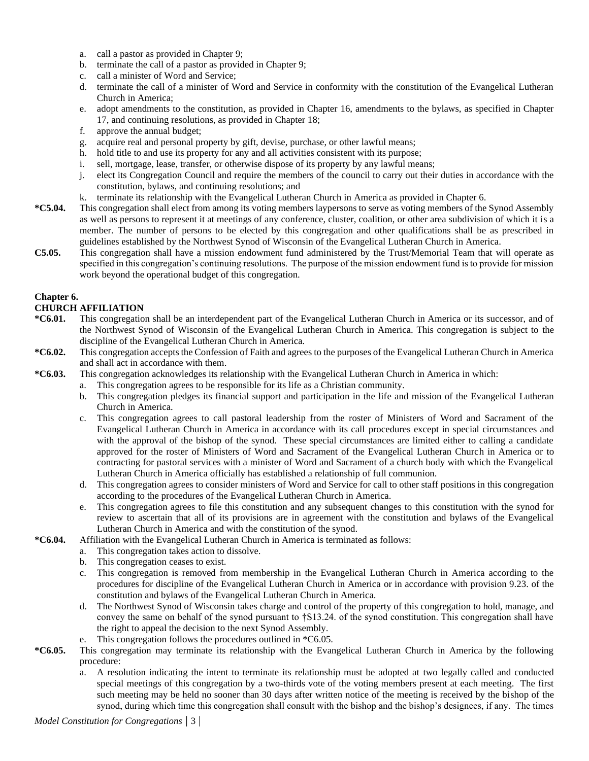a. call a pastor as provided in Chapter 9;
b. terminate the call of a pastor as provided in Chapter 9;
c. call a minister of Word and Service;
d. terminate the call of a minister of Word and Service in conformity with the constitution of the Evangelical Lutheran Church in America;
e. adopt amendments to the constitution, as provided in Chapter 16, amendments to the bylaws, as specified in Chapter 17, and continuing resolutions, as provided in Chapter 18;
f. approve the annual budget;
g. acquire real and personal property by gift, devise, purchase, or other lawful means;
h. hold title to and use its property for any and all activities consistent with its purpose;
i. sell, mortgage, lease, transfer, or otherwise dispose of its property by any lawful means;
j. elect its Congregation Council and require the members of the council to carry out their duties in accordance with the constitution, bylaws, and continuing resolutions; and
k. terminate its relationship with the Evangelical Lutheran Church in America as provided in Chapter 6.

**\*C5.04.** This congregation shall elect from among its voting members laypersons to serve as voting members of the Synod Assembly as well as persons to represent it at meetings of any conference, cluster, coalition, or other area subdivision of which it is a member. The number of persons to be elected by this congregation and other qualifications shall be as prescribed in guidelines established by the Northwest Synod of Wisconsin of the Evangelical Lutheran Church in America.

**C5.05.** This congregation shall have a mission endowment fund administered by the Trust/Memorial Team that will operate as specified in this congregation's continuing resolutions. The purpose of the mission endowment fund is to provide for mission work beyond the operational budget of this congregation.

## Chapter 6.
## CHURCH AFFILIATION

**\*C6.01.** This congregation shall be an interdependent part of the Evangelical Lutheran Church in America or its successor, and of the Northwest Synod of Wisconsin of the Evangelical Lutheran Church in America. This congregation is subject to the discipline of the Evangelical Lutheran Church in America.

**\*C6.02.** This congregation accepts the Confession of Faith and agrees to the purposes of the Evangelical Lutheran Church in America and shall act in accordance with them.

**\*C6.03.** This congregation acknowledges its relationship with the Evangelical Lutheran Church in America in which:

a. This congregation agrees to be responsible for its life as a Christian community.
b. This congregation pledges its financial support and participation in the life and mission of the Evangelical Lutheran Church in America.
c. This congregation agrees to call pastoral leadership from the roster of Ministers of Word and Sacrament of the Evangelical Lutheran Church in America in accordance with its call procedures except in special circumstances and with the approval of the bishop of the synod. These special circumstances are limited either to calling a candidate approved for the roster of Ministers of Word and Sacrament of the Evangelical Lutheran Church in America or to contracting for pastoral services with a minister of Word and Sacrament of a church body with which the Evangelical Lutheran Church in America officially has established a relationship of full communion.
d. This congregation agrees to consider ministers of Word and Service for call to other staff positions in this congregation according to the procedures of the Evangelical Lutheran Church in America.
e. This congregation agrees to file this constitution and any subsequent changes to this constitution with the synod for review to ascertain that all of its provisions are in agreement with the constitution and bylaws of the Evangelical Lutheran Church in America and with the constitution of the synod.

**\*C6.04.** Affiliation with the Evangelical Lutheran Church in America is terminated as follows:

a. This congregation takes action to dissolve.
b. This congregation ceases to exist.
c. This congregation is removed from membership in the Evangelical Lutheran Church in America according to the procedures for discipline of the Evangelical Lutheran Church in America or in accordance with provision 9.23. of the constitution and bylaws of the Evangelical Lutheran Church in America.
d. The Northwest Synod of Wisconsin takes charge and control of the property of this congregation to hold, manage, and convey the same on behalf of the synod pursuant to †S13.24. of the synod constitution. This congregation shall have the right to appeal the decision to the next Synod Assembly.
e. This congregation follows the procedures outlined in \*C6.05.

**\*C6.05.** This congregation may terminate its relationship with the Evangelical Lutheran Church in America by the following procedure:

a. A resolution indicating the intent to terminate its relationship must be adopted at two legally called and conducted special meetings of this congregation by a two-thirds vote of the voting members present at each meeting. The first such meeting may be held no sooner than 30 days after written notice of the meeting is received by the bishop of the synod, during which time this congregation shall consult with the bishop and the bishop's designees, if any. The times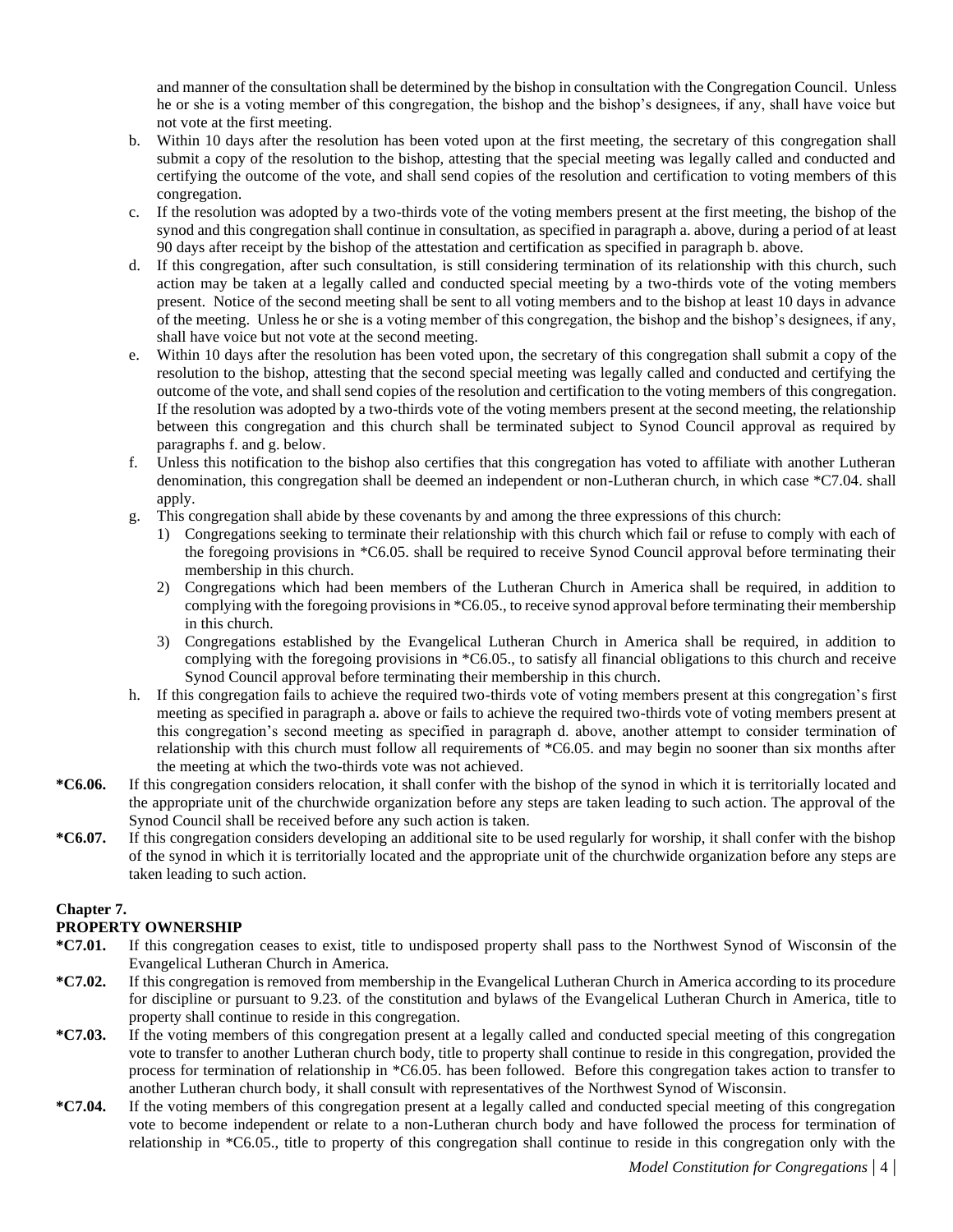and manner of the consultation shall be determined by the bishop in consultation with the Congregation Council. Unless he or she is a voting member of this congregation, the bishop and the bishop's designees, if any, shall have voice but not vote at the first meeting.

b. Within 10 days after the resolution has been voted upon at the first meeting, the secretary of this congregation shall submit a copy of the resolution to the bishop, attesting that the special meeting was legally called and conducted and certifying the outcome of the vote, and shall send copies of the resolution and certification to voting members of this congregation.

c. If the resolution was adopted by a two-thirds vote of the voting members present at the first meeting, the bishop of the synod and this congregation shall continue in consultation, as specified in paragraph a. above, during a period of at least 90 days after receipt by the bishop of the attestation and certification as specified in paragraph b. above.

d. If this congregation, after such consultation, is still considering termination of its relationship with this church, such action may be taken at a legally called and conducted special meeting by a two-thirds vote of the voting members present. Notice of the second meeting shall be sent to all voting members and to the bishop at least 10 days in advance of the meeting. Unless he or she is a voting member of this congregation, the bishop and the bishop's designees, if any, shall have voice but not vote at the second meeting.

e. Within 10 days after the resolution has been voted upon, the secretary of this congregation shall submit a copy of the resolution to the bishop, attesting that the second special meeting was legally called and conducted and certifying the outcome of the vote, and shall send copies of the resolution and certification to the voting members of this congregation. If the resolution was adopted by a two-thirds vote of the voting members present at the second meeting, the relationship between this congregation and this church shall be terminated subject to Synod Council approval as required by paragraphs f. and g. below.

f. Unless this notification to the bishop also certifies that this congregation has voted to affiliate with another Lutheran denomination, this congregation shall be deemed an independent or non-Lutheran church, in which case *C7.04. shall apply.

g. This congregation shall abide by these covenants by and among the three expressions of this church:
   1) Congregations seeking to terminate their relationship with this church which fail or refuse to comply with each of the foregoing provisions in *C6.05. shall be required to receive Synod Council approval before terminating their membership in this church.
   2) Congregations which had been members of the Lutheran Church in America shall be required, in addition to complying with the foregoing provisions in *C6.05., to receive synod approval before terminating their membership in this church.
   3) Congregations established by the Evangelical Lutheran Church in America shall be required, in addition to complying with the foregoing provisions in *C6.05., to satisfy all financial obligations to this church and receive Synod Council approval before terminating their membership in this church.

h. If this congregation fails to achieve the required two-thirds vote of voting members present at this congregation's first meeting as specified in paragraph a. above or fails to achieve the required two-thirds vote of voting members present at this congregation's second meeting as specified in paragraph d. above, another attempt to consider termination of relationship with this church must follow all requirements of *C6.05. and may begin no sooner than six months after the meeting at which the two-thirds vote was not achieved.

**\*C6.06.** If this congregation considers relocation, it shall confer with the bishop of the synod in which it is territorially located and the appropriate unit of the churchwide organization before any steps are taken leading to such action. The approval of the Synod Council shall be received before any such action is taken.

**\*C6.07.** If this congregation considers developing an additional site to be used regularly for worship, it shall confer with the bishop of the synod in which it is territorially located and the appropriate unit of the churchwide organization before any steps are taken leading to such action.

## Chapter 7.
## PROPERTY OWNERSHIP

**\*C7.01.** If this congregation ceases to exist, title to undisposed property shall pass to the Northwest Synod of Wisconsin of the Evangelical Lutheran Church in America.

**\*C7.02.** If this congregation is removed from membership in the Evangelical Lutheran Church in America according to its procedure for discipline or pursuant to 9.23. of the constitution and bylaws of the Evangelical Lutheran Church in America, title to property shall continue to reside in this congregation.

**\*C7.03.** If the voting members of this congregation present at a legally called and conducted special meeting of this congregation vote to transfer to another Lutheran church body, title to property shall continue to reside in this congregation, provided the process for termination of relationship in *C6.05. has been followed. Before this congregation takes action to transfer to another Lutheran church body, it shall consult with representatives of the Northwest Synod of Wisconsin.

**\*C7.04.** If the voting members of this congregation present at a legally called and conducted special meeting of this congregation vote to become independent or relate to a non-Lutheran church body and have followed the process for termination of relationship in *C6.05., title to property of this congregation shall continue to reside in this congregation only with the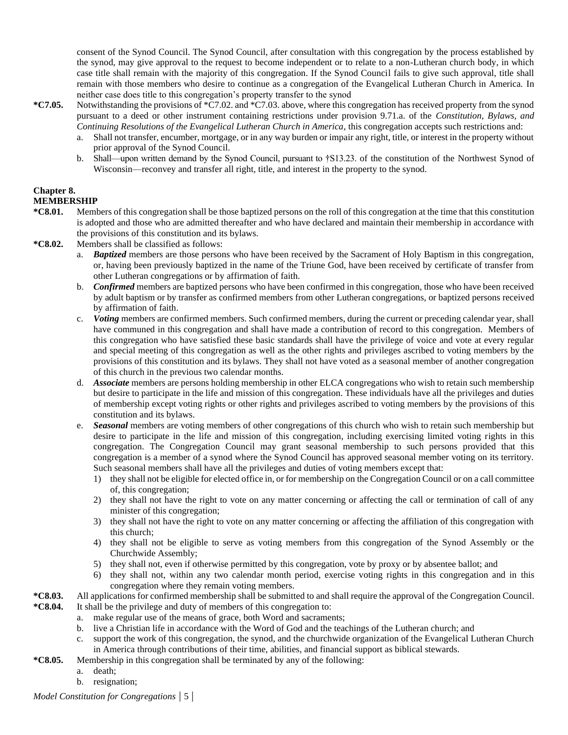consent of the Synod Council. The Synod Council, after consultation with this congregation by the process established by the synod, may give approval to the request to become independent or to relate to a non-Lutheran church body, in which case title shall remain with the majority of this congregation. If the Synod Council fails to give such approval, title shall remain with those members who desire to continue as a congregation of the Evangelical Lutheran Church in America. In neither case does title to this congregation's property transfer to the synod

**\*C7.05.** Notwithstanding the provisions of \*C7.02. and \*C7.03. above, where this congregation has received property from the synod pursuant to a deed or other instrument containing restrictions under provision 9.71.a. of the *Constitution, Bylaws, and Continuing Resolutions of the Evangelical Lutheran Church in America*, this congregation accepts such restrictions and:

a. Shall not transfer, encumber, mortgage, or in any way burden or impair any right, title, or interest in the property without prior approval of the Synod Council.

b. Shall—upon written demand by the Synod Council, pursuant to †S13.23. of the constitution of the Northwest Synod of Wisconsin—reconvey and transfer all right, title, and interest in the property to the synod.

## Chapter 8.
## MEMBERSHIP

**\*C8.01.** Members of this congregation shall be those baptized persons on the roll of this congregation at the time that this constitution is adopted and those who are admitted thereafter and who have declared and maintain their membership in accordance with the provisions of this constitution and its bylaws.

**\*C8.02.** Members shall be classified as follows:

a. ***Baptized*** members are those persons who have been received by the Sacrament of Holy Baptism in this congregation, or, having been previously baptized in the name of the Triune God, have been received by certificate of transfer from other Lutheran congregations or by affirmation of faith.

b. ***Confirmed*** members are baptized persons who have been confirmed in this congregation, those who have been received by adult baptism or by transfer as confirmed members from other Lutheran congregations, or baptized persons received by affirmation of faith.

c. ***Voting*** members are confirmed members. Such confirmed members, during the current or preceding calendar year, shall have communed in this congregation and shall have made a contribution of record to this congregation. Members of this congregation who have satisfied these basic standards shall have the privilege of voice and vote at every regular and special meeting of this congregation as well as the other rights and privileges ascribed to voting members by the provisions of this constitution and its bylaws. They shall not have voted as a seasonal member of another congregation of this church in the previous two calendar months.

d. ***Associate*** members are persons holding membership in other ELCA congregations who wish to retain such membership but desire to participate in the life and mission of this congregation. These individuals have all the privileges and duties of membership except voting rights or other rights and privileges ascribed to voting members by the provisions of this constitution and its bylaws.

e. ***Seasonal*** members are voting members of other congregations of this church who wish to retain such membership but desire to participate in the life and mission of this congregation, including exercising limited voting rights in this congregation. The Congregation Council may grant seasonal membership to such persons provided that this congregation is a member of a synod where the Synod Council has approved seasonal member voting on its territory. Such seasonal members shall have all the privileges and duties of voting members except that:

1) they shall not be eligible for elected office in, or for membership on the Congregation Council or on a call committee of, this congregation;
2) they shall not have the right to vote on any matter concerning or affecting the call or termination of call of any minister of this congregation;
3) they shall not have the right to vote on any matter concerning or affecting the affiliation of this congregation with this church;
4) they shall not be eligible to serve as voting members from this congregation of the Synod Assembly or the Churchwide Assembly;
5) they shall not, even if otherwise permitted by this congregation, vote by proxy or by absentee ballot; and
6) they shall not, within any two calendar month period, exercise voting rights in this congregation and in this congregation where they remain voting members.

**\*C8.03.** All applications for confirmed membership shall be submitted to and shall require the approval of the Congregation Council.

**\*C8.04.** It shall be the privilege and duty of members of this congregation to:

a. make regular use of the means of grace, both Word and sacraments;
b. live a Christian life in accordance with the Word of God and the teachings of the Lutheran church; and
c. support the work of this congregation, the synod, and the churchwide organization of the Evangelical Lutheran Church in America through contributions of their time, abilities, and financial support as biblical stewards.

**\*C8.05.** Membership in this congregation shall be terminated by any of the following:

a. death;
b. resignation;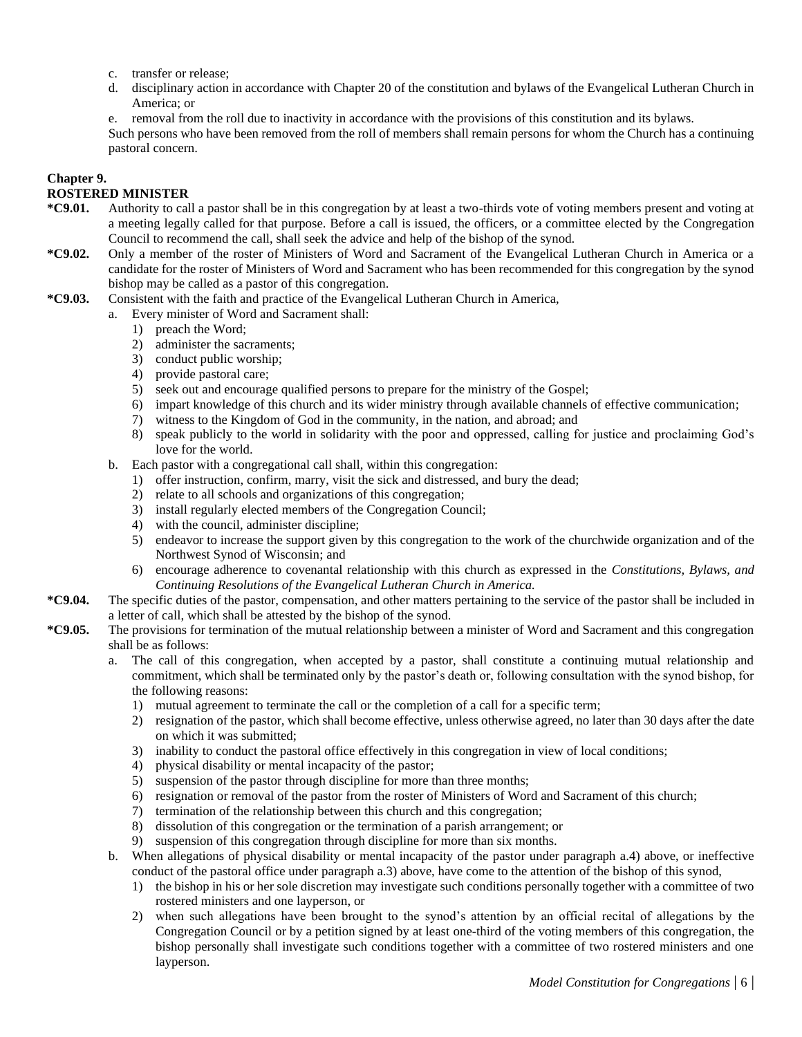c. transfer or release;
d. disciplinary action in accordance with Chapter 20 of the constitution and bylaws of the Evangelical Lutheran Church in America; or
e. removal from the roll due to inactivity in accordance with the provisions of this constitution and its bylaws.

Such persons who have been removed from the roll of members shall remain persons for whom the Church has a continuing pastoral concern.

## Chapter 9.
## ROSTERED MINISTER

**\*C9.01.** Authority to call a pastor shall be in this congregation by at least a two-thirds vote of voting members present and voting at a meeting legally called for that purpose. Before a call is issued, the officers, or a committee elected by the Congregation Council to recommend the call, shall seek the advice and help of the bishop of the synod.

**\*C9.02.** Only a member of the roster of Ministers of Word and Sacrament of the Evangelical Lutheran Church in America or a candidate for the roster of Ministers of Word and Sacrament who has been recommended for this congregation by the synod bishop may be called as a pastor of this congregation.

**\*C9.03.** Consistent with the faith and practice of the Evangelical Lutheran Church in America,

a. Every minister of Word and Sacrament shall:
   1) preach the Word;
   2) administer the sacraments;
   3) conduct public worship;
   4) provide pastoral care;
   5) seek out and encourage qualified persons to prepare for the ministry of the Gospel;
   6) impart knowledge of this church and its wider ministry through available channels of effective communication;
   7) witness to the Kingdom of God in the community, in the nation, and abroad; and
   8) speak publicly to the world in solidarity with the poor and oppressed, calling for justice and proclaiming God's love for the world.

b. Each pastor with a congregational call shall, within this congregation:
   1) offer instruction, confirm, marry, visit the sick and distressed, and bury the dead;
   2) relate to all schools and organizations of this congregation;
   3) install regularly elected members of the Congregation Council;
   4) with the council, administer discipline;
   5) endeavor to increase the support given by this congregation to the work of the churchwide organization and of the Northwest Synod of Wisconsin; and
   6) encourage adherence to covenantal relationship with this church as expressed in the *Constitutions, Bylaws, and Continuing Resolutions of the Evangelical Lutheran Church in America.*

**\*C9.04.** The specific duties of the pastor, compensation, and other matters pertaining to the service of the pastor shall be included in a letter of call, which shall be attested by the bishop of the synod.

**\*C9.05.** The provisions for termination of the mutual relationship between a minister of Word and Sacrament and this congregation shall be as follows:

a. The call of this congregation, when accepted by a pastor, shall constitute a continuing mutual relationship and commitment, which shall be terminated only by the pastor's death or, following consultation with the synod bishop, for the following reasons:
   1) mutual agreement to terminate the call or the completion of a call for a specific term;
   2) resignation of the pastor, which shall become effective, unless otherwise agreed, no later than 30 days after the date on which it was submitted;
   3) inability to conduct the pastoral office effectively in this congregation in view of local conditions;
   4) physical disability or mental incapacity of the pastor;
   5) suspension of the pastor through discipline for more than three months;
   6) resignation or removal of the pastor from the roster of Ministers of Word and Sacrament of this church;
   7) termination of the relationship between this church and this congregation;
   8) dissolution of this congregation or the termination of a parish arrangement; or
   9) suspension of this congregation through discipline for more than six months.

b. When allegations of physical disability or mental incapacity of the pastor under paragraph a.4) above, or ineffective conduct of the pastoral office under paragraph a.3) above, have come to the attention of the bishop of this synod,
   1) the bishop in his or her sole discretion may investigate such conditions personally together with a committee of two rostered ministers and one layperson, or
   2) when such allegations have been brought to the synod's attention by an official recital of allegations by the Congregation Council or by a petition signed by at least one-third of the voting members of this congregation, the bishop personally shall investigate such conditions together with a committee of two rostered ministers and one layperson.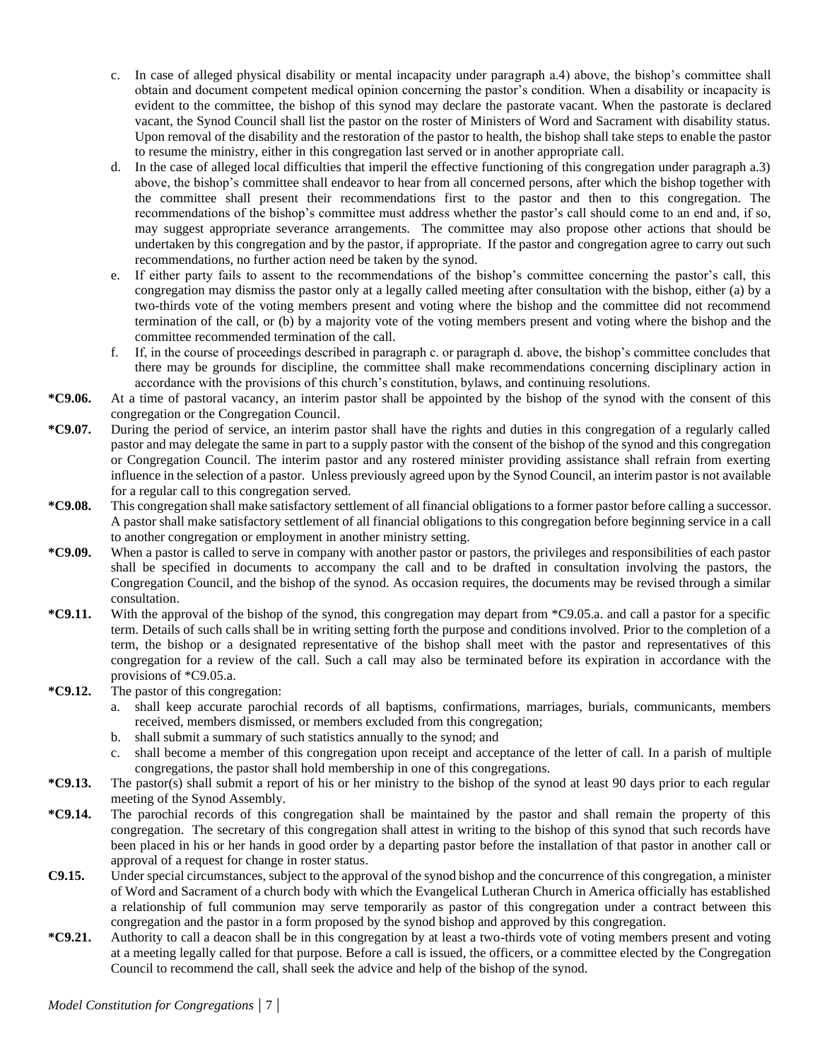c. In case of alleged physical disability or mental incapacity under paragraph a.4) above, the bishop's committee shall obtain and document competent medical opinion concerning the pastor's condition. When a disability or incapacity is evident to the committee, the bishop of this synod may declare the pastorate vacant. When the pastorate is declared vacant, the Synod Council shall list the pastor on the roster of Ministers of Word and Sacrament with disability status. Upon removal of the disability and the restoration of the pastor to health, the bishop shall take steps to enable the pastor to resume the ministry, either in this congregation last served or in another appropriate call.

d. In the case of alleged local difficulties that imperil the effective functioning of this congregation under paragraph a.3) above, the bishop's committee shall endeavor to hear from all concerned persons, after which the bishop together with the committee shall present their recommendations first to the pastor and then to this congregation. The recommendations of the bishop's committee must address whether the pastor's call should come to an end and, if so, may suggest appropriate severance arrangements. The committee may also propose other actions that should be undertaken by this congregation and by the pastor, if appropriate. If the pastor and congregation agree to carry out such recommendations, no further action need be taken by the synod.

e. If either party fails to assent to the recommendations of the bishop's committee concerning the pastor's call, this congregation may dismiss the pastor only at a legally called meeting after consultation with the bishop, either (a) by a two-thirds vote of the voting members present and voting where the bishop and the committee did not recommend termination of the call, or (b) by a majority vote of the voting members present and voting where the bishop and the committee recommended termination of the call.

f. If, in the course of proceedings described in paragraph c. or paragraph d. above, the bishop's committee concludes that there may be grounds for discipline, the committee shall make recommendations concerning disciplinary action in accordance with the provisions of this church's constitution, bylaws, and continuing resolutions.

**\*C9.06.** At a time of pastoral vacancy, an interim pastor shall be appointed by the bishop of the synod with the consent of this congregation or the Congregation Council.

**\*C9.07.** During the period of service, an interim pastor shall have the rights and duties in this congregation of a regularly called pastor and may delegate the same in part to a supply pastor with the consent of the bishop of the synod and this congregation or Congregation Council. The interim pastor and any rostered minister providing assistance shall refrain from exerting influence in the selection of a pastor. Unless previously agreed upon by the Synod Council, an interim pastor is not available for a regular call to this congregation served.

**\*C9.08.** This congregation shall make satisfactory settlement of all financial obligations to a former pastor before calling a successor. A pastor shall make satisfactory settlement of all financial obligations to this congregation before beginning service in a call to another congregation or employment in another ministry setting.

**\*C9.09.** When a pastor is called to serve in company with another pastor or pastors, the privileges and responsibilities of each pastor shall be specified in documents to accompany the call and to be drafted in consultation involving the pastors, the Congregation Council, and the bishop of the synod. As occasion requires, the documents may be revised through a similar consultation.

**\*C9.11.** With the approval of the bishop of the synod, this congregation may depart from \*C9.05.a. and call a pastor for a specific term. Details of such calls shall be in writing setting forth the purpose and conditions involved. Prior to the completion of a term, the bishop or a designated representative of the bishop shall meet with the pastor and representatives of this congregation for a review of the call. Such a call may also be terminated before its expiration in accordance with the provisions of \*C9.05.a.

**\*C9.12.** The pastor of this congregation:

a. shall keep accurate parochial records of all baptisms, confirmations, marriages, burials, communicants, members received, members dismissed, or members excluded from this congregation;

b. shall submit a summary of such statistics annually to the synod; and

c. shall become a member of this congregation upon receipt and acceptance of the letter of call. In a parish of multiple congregations, the pastor shall hold membership in one of this congregations.

**\*C9.13.** The pastor(s) shall submit a report of his or her ministry to the bishop of the synod at least 90 days prior to each regular meeting of the Synod Assembly.

**\*C9.14.** The parochial records of this congregation shall be maintained by the pastor and shall remain the property of this congregation. The secretary of this congregation shall attest in writing to the bishop of this synod that such records have been placed in his or her hands in good order by a departing pastor before the installation of that pastor in another call or approval of a request for change in roster status.

**C9.15.** Under special circumstances, subject to the approval of the synod bishop and the concurrence of this congregation, a minister of Word and Sacrament of a church body with which the Evangelical Lutheran Church in America officially has established a relationship of full communion may serve temporarily as pastor of this congregation under a contract between this congregation and the pastor in a form proposed by the synod bishop and approved by this congregation.

**\*C9.21.** Authority to call a deacon shall be in this congregation by at least a two-thirds vote of voting members present and voting at a meeting legally called for that purpose. Before a call is issued, the officers, or a committee elected by the Congregation Council to recommend the call, shall seek the advice and help of the bishop of the synod.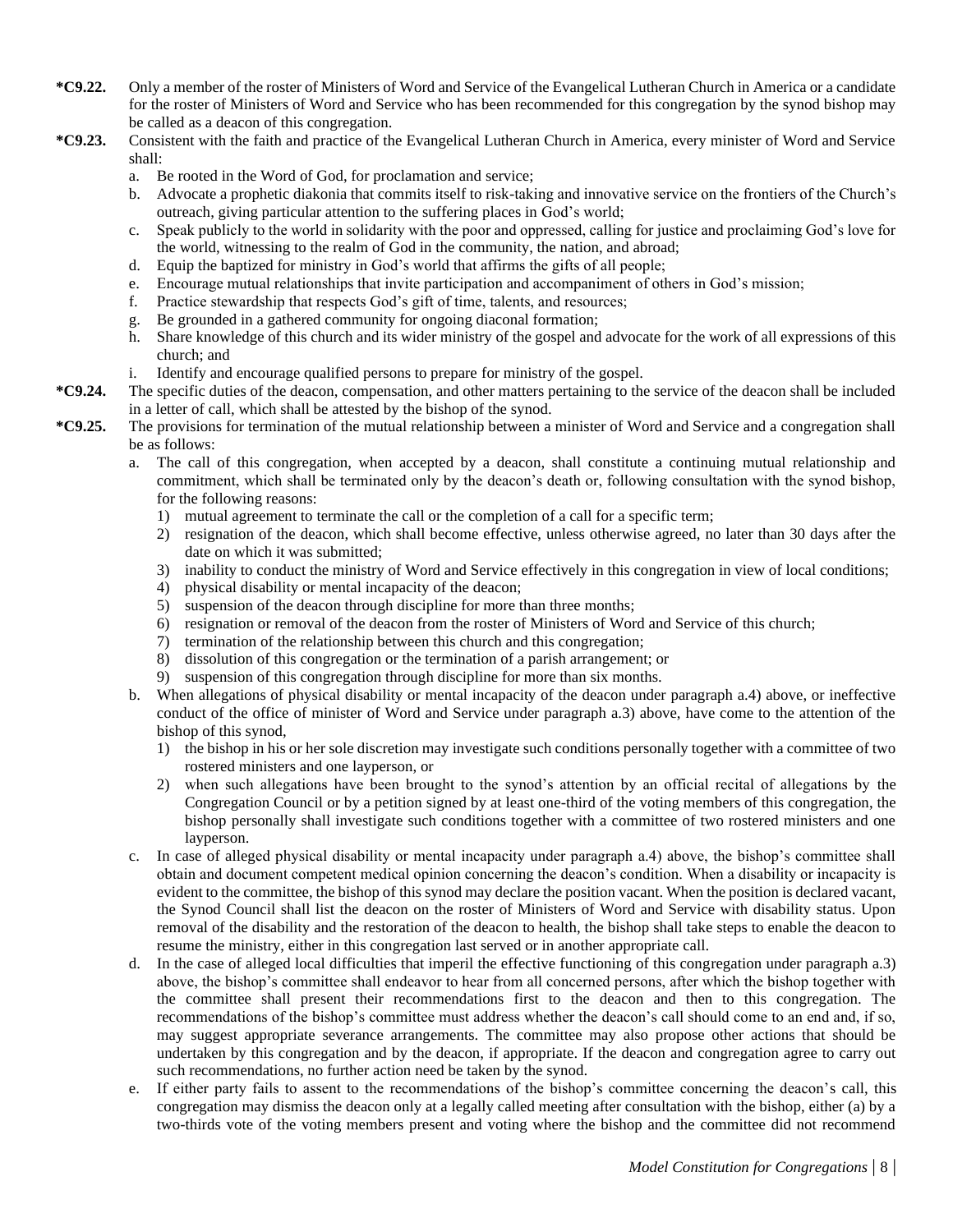**\*C9.22.** Only a member of the roster of Ministers of Word and Service of the Evangelical Lutheran Church in America or a candidate for the roster of Ministers of Word and Service who has been recommended for this congregation by the synod bishop may be called as a deacon of this congregation.

**\*C9.23.** Consistent with the faith and practice of the Evangelical Lutheran Church in America, every minister of Word and Service shall:

a. Be rooted in the Word of God, for proclamation and service;
b. Advocate a prophetic diakonia that commits itself to risk-taking and innovative service on the frontiers of the Church's outreach, giving particular attention to the suffering places in God's world;
c. Speak publicly to the world in solidarity with the poor and oppressed, calling for justice and proclaiming God's love for the world, witnessing to the realm of God in the community, the nation, and abroad;
d. Equip the baptized for ministry in God's world that affirms the gifts of all people;
e. Encourage mutual relationships that invite participation and accompaniment of others in God's mission;
f. Practice stewardship that respects God's gift of time, talents, and resources;
g. Be grounded in a gathered community for ongoing diaconal formation;
h. Share knowledge of this church and its wider ministry of the gospel and advocate for the work of all expressions of this church; and
i. Identify and encourage qualified persons to prepare for ministry of the gospel.

**\*C9.24.** The specific duties of the deacon, compensation, and other matters pertaining to the service of the deacon shall be included in a letter of call, which shall be attested by the bishop of the synod.

**\*C9.25.** The provisions for termination of the mutual relationship between a minister of Word and Service and a congregation shall be as follows:

a. The call of this congregation, when accepted by a deacon, shall constitute a continuing mutual relationship and commitment, which shall be terminated only by the deacon's death or, following consultation with the synod bishop, for the following reasons:
   1) mutual agreement to terminate the call or the completion of a call for a specific term;
   2) resignation of the deacon, which shall become effective, unless otherwise agreed, no later than 30 days after the date on which it was submitted;
   3) inability to conduct the ministry of Word and Service effectively in this congregation in view of local conditions;
   4) physical disability or mental incapacity of the deacon;
   5) suspension of the deacon through discipline for more than three months;
   6) resignation or removal of the deacon from the roster of Ministers of Word and Service of this church;
   7) termination of the relationship between this church and this congregation;
   8) dissolution of this congregation or the termination of a parish arrangement; or
   9) suspension of this congregation through discipline for more than six months.

b. When allegations of physical disability or mental incapacity of the deacon under paragraph a.4) above, or ineffective conduct of the office of minister of Word and Service under paragraph a.3) above, have come to the attention of the bishop of this synod,
   1) the bishop in his or her sole discretion may investigate such conditions personally together with a committee of two rostered ministers and one layperson, or
   2) when such allegations have been brought to the synod's attention by an official recital of allegations by the Congregation Council or by a petition signed by at least one-third of the voting members of this congregation, the bishop personally shall investigate such conditions together with a committee of two rostered ministers and one layperson.

c. In case of alleged physical disability or mental incapacity under paragraph a.4) above, the bishop's committee shall obtain and document competent medical opinion concerning the deacon's condition. When a disability or incapacity is evident to the committee, the bishop of this synod may declare the position vacant. When the position is declared vacant, the Synod Council shall list the deacon on the roster of Ministers of Word and Service with disability status. Upon removal of the disability and the restoration of the deacon to health, the bishop shall take steps to enable the deacon to resume the ministry, either in this congregation last served or in another appropriate call.

d. In the case of alleged local difficulties that imperil the effective functioning of this congregation under paragraph a.3) above, the bishop's committee shall endeavor to hear from all concerned persons, after which the bishop together with the committee shall present their recommendations first to the deacon and then to this congregation. The recommendations of the bishop's committee must address whether the deacon's call should come to an end and, if so, may suggest appropriate severance arrangements. The committee may also propose other actions that should be undertaken by this congregation and by the deacon, if appropriate. If the deacon and congregation agree to carry out such recommendations, no further action need be taken by the synod.

e. If either party fails to assent to the recommendations of the bishop's committee concerning the deacon's call, this congregation may dismiss the deacon only at a legally called meeting after consultation with the bishop, either (a) by a two-thirds vote of the voting members present and voting where the bishop and the committee did not recommend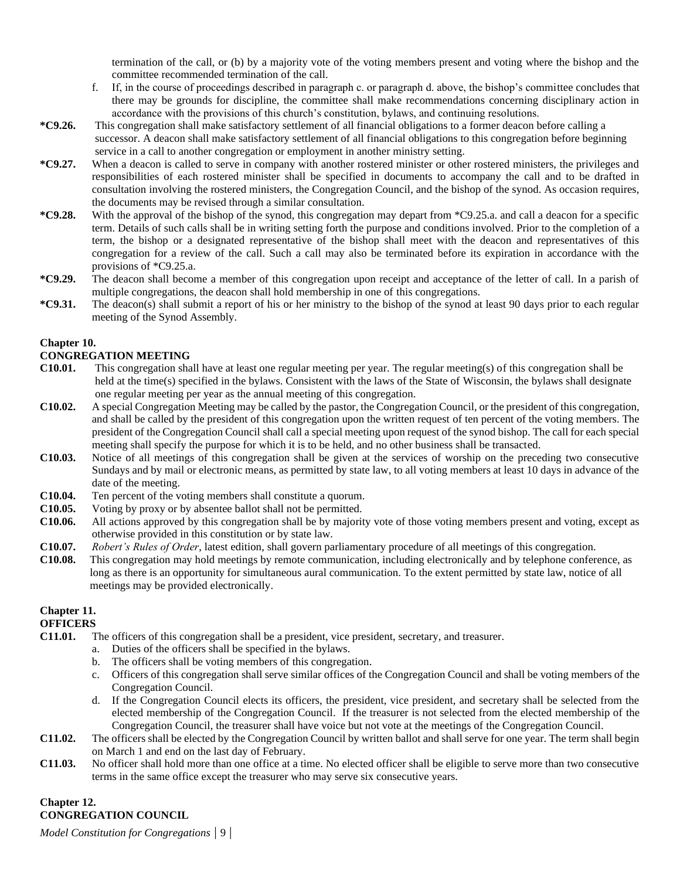termination of the call, or (b) by a majority vote of the voting members present and voting where the bishop and the committee recommended termination of the call.

f. If, in the course of proceedings described in paragraph c. or paragraph d. above, the bishop's committee concludes that there may be grounds for discipline, the committee shall make recommendations concerning disciplinary action in accordance with the provisions of this church's constitution, bylaws, and continuing resolutions.

**\*C9.26.** This congregation shall make satisfactory settlement of all financial obligations to a former deacon before calling a successor. A deacon shall make satisfactory settlement of all financial obligations to this congregation before beginning service in a call to another congregation or employment in another ministry setting.

**\*C9.27.** When a deacon is called to serve in company with another rostered minister or other rostered ministers, the privileges and responsibilities of each rostered minister shall be specified in documents to accompany the call and to be drafted in consultation involving the rostered ministers, the Congregation Council, and the bishop of the synod. As occasion requires, the documents may be revised through a similar consultation.

**\*C9.28.** With the approval of the bishop of the synod, this congregation may depart from \*C9.25.a. and call a deacon for a specific term. Details of such calls shall be in writing setting forth the purpose and conditions involved. Prior to the completion of a term, the bishop or a designated representative of the bishop shall meet with the deacon and representatives of this congregation for a review of the call. Such a call may also be terminated before its expiration in accordance with the provisions of \*C9.25.a.

**\*C9.29.** The deacon shall become a member of this congregation upon receipt and acceptance of the letter of call. In a parish of multiple congregations, the deacon shall hold membership in one of this congregations.

**\*C9.31.** The deacon(s) shall submit a report of his or her ministry to the bishop of the synod at least 90 days prior to each regular meeting of the Synod Assembly.

## Chapter 10.
## CONGREGATION MEETING

**C10.01.** This congregation shall have at least one regular meeting per year. The regular meeting(s) of this congregation shall be held at the time(s) specified in the bylaws. Consistent with the laws of the State of Wisconsin, the bylaws shall designate one regular meeting per year as the annual meeting of this congregation.

**C10.02.** A special Congregation Meeting may be called by the pastor, the Congregation Council, or the president of this congregation, and shall be called by the president of this congregation upon the written request of ten percent of the voting members. The president of the Congregation Council shall call a special meeting upon request of the synod bishop. The call for each special meeting shall specify the purpose for which it is to be held, and no other business shall be transacted.

**C10.03.** Notice of all meetings of this congregation shall be given at the services of worship on the preceding two consecutive Sundays and by mail or electronic means, as permitted by state law, to all voting members at least 10 days in advance of the date of the meeting.

**C10.04.** Ten percent of the voting members shall constitute a quorum.

**C10.05.** Voting by proxy or by absentee ballot shall not be permitted.

**C10.06.** All actions approved by this congregation shall be by majority vote of those voting members present and voting, except as otherwise provided in this constitution or by state law.

**C10.07.** *Robert's Rules of Order*, latest edition, shall govern parliamentary procedure of all meetings of this congregation.

**C10.08.** This congregation may hold meetings by remote communication, including electronically and by telephone conference, as long as there is an opportunity for simultaneous aural communication. To the extent permitted by state law, notice of all meetings may be provided electronically.

## Chapter 11.
## OFFICERS

**C11.01.** The officers of this congregation shall be a president, vice president, secretary, and treasurer.

a. Duties of the officers shall be specified in the bylaws.

b. The officers shall be voting members of this congregation.

c. Officers of this congregation shall serve similar offices of the Congregation Council and shall be voting members of the Congregation Council.

d. If the Congregation Council elects its officers, the president, vice president, and secretary shall be selected from the elected membership of the Congregation Council. If the treasurer is not selected from the elected membership of the Congregation Council, the treasurer shall have voice but not vote at the meetings of the Congregation Council.

**C11.02.** The officers shall be elected by the Congregation Council by written ballot and shall serve for one year. The term shall begin on March 1 and end on the last day of February.

**C11.03.** No officer shall hold more than one office at a time. No elected officer shall be eligible to serve more than two consecutive terms in the same office except the treasurer who may serve six consecutive years.

## Chapter 12.
## CONGREGATION COUNCIL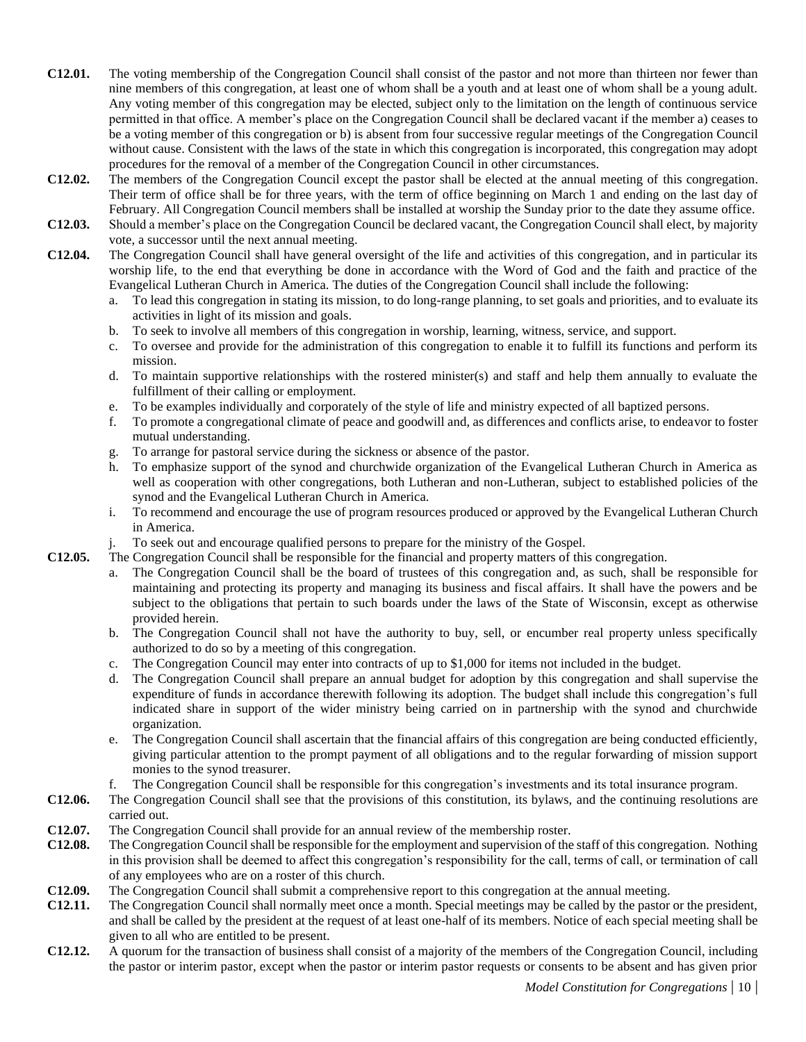**C12.01.** The voting membership of the Congregation Council shall consist of the pastor and not more than thirteen nor fewer than nine members of this congregation, at least one of whom shall be a youth and at least one of whom shall be a young adult. Any voting member of this congregation may be elected, subject only to the limitation on the length of continuous service permitted in that office. A member's place on the Congregation Council shall be declared vacant if the member a) ceases to be a voting member of this congregation or b) is absent from four successive regular meetings of the Congregation Council without cause. Consistent with the laws of the state in which this congregation is incorporated, this congregation may adopt procedures for the removal of a member of the Congregation Council in other circumstances.

**C12.02.** The members of the Congregation Council except the pastor shall be elected at the annual meeting of this congregation. Their term of office shall be for three years, with the term of office beginning on March 1 and ending on the last day of February. All Congregation Council members shall be installed at worship the Sunday prior to the date they assume office.

**C12.03.** Should a member's place on the Congregation Council be declared vacant, the Congregation Council shall elect, by majority vote, a successor until the next annual meeting.

**C12.04.** The Congregation Council shall have general oversight of the life and activities of this congregation, and in particular its worship life, to the end that everything be done in accordance with the Word of God and the faith and practice of the Evangelical Lutheran Church in America. The duties of the Congregation Council shall include the following:

a. To lead this congregation in stating its mission, to do long-range planning, to set goals and priorities, and to evaluate its activities in light of its mission and goals.
b. To seek to involve all members of this congregation in worship, learning, witness, service, and support.
c. To oversee and provide for the administration of this congregation to enable it to fulfill its functions and perform its mission.
d. To maintain supportive relationships with the rostered minister(s) and staff and help them annually to evaluate the fulfillment of their calling or employment.
e. To be examples individually and corporately of the style of life and ministry expected of all baptized persons.
f. To promote a congregational climate of peace and goodwill and, as differences and conflicts arise, to endeavor to foster mutual understanding.
g. To arrange for pastoral service during the sickness or absence of the pastor.
h. To emphasize support of the synod and churchwide organization of the Evangelical Lutheran Church in America as well as cooperation with other congregations, both Lutheran and non-Lutheran, subject to established policies of the synod and the Evangelical Lutheran Church in America.
i. To recommend and encourage the use of program resources produced or approved by the Evangelical Lutheran Church in America.
j. To seek out and encourage qualified persons to prepare for the ministry of the Gospel.

**C12.05.** The Congregation Council shall be responsible for the financial and property matters of this congregation.

a. The Congregation Council shall be the board of trustees of this congregation and, as such, shall be responsible for maintaining and protecting its property and managing its business and fiscal affairs. It shall have the powers and be subject to the obligations that pertain to such boards under the laws of the State of Wisconsin, except as otherwise provided herein.
b. The Congregation Council shall not have the authority to buy, sell, or encumber real property unless specifically authorized to do so by a meeting of this congregation.
c. The Congregation Council may enter into contracts of up to $1,000 for items not included in the budget.
d. The Congregation Council shall prepare an annual budget for adoption by this congregation and shall supervise the expenditure of funds in accordance therewith following its adoption. The budget shall include this congregation's full indicated share in support of the wider ministry being carried on in partnership with the synod and churchwide organization.
e. The Congregation Council shall ascertain that the financial affairs of this congregation are being conducted efficiently, giving particular attention to the prompt payment of all obligations and to the regular forwarding of mission support monies to the synod treasurer.
f. The Congregation Council shall be responsible for this congregation's investments and its total insurance program.

**C12.06.** The Congregation Council shall see that the provisions of this constitution, its bylaws, and the continuing resolutions are carried out.

**C12.07.** The Congregation Council shall provide for an annual review of the membership roster.

**C12.08.** The Congregation Council shall be responsible for the employment and supervision of the staff of this congregation. Nothing in this provision shall be deemed to affect this congregation's responsibility for the call, terms of call, or termination of call of any employees who are on a roster of this church.

**C12.09.** The Congregation Council shall submit a comprehensive report to this congregation at the annual meeting.

**C12.11.** The Congregation Council shall normally meet once a month. Special meetings may be called by the pastor or the president, and shall be called by the president at the request of at least one-half of its members. Notice of each special meeting shall be given to all who are entitled to be present.

**C12.12.** A quorum for the transaction of business shall consist of a majority of the members of the Congregation Council, including the pastor or interim pastor, except when the pastor or interim pastor requests or consents to be absent and has given prior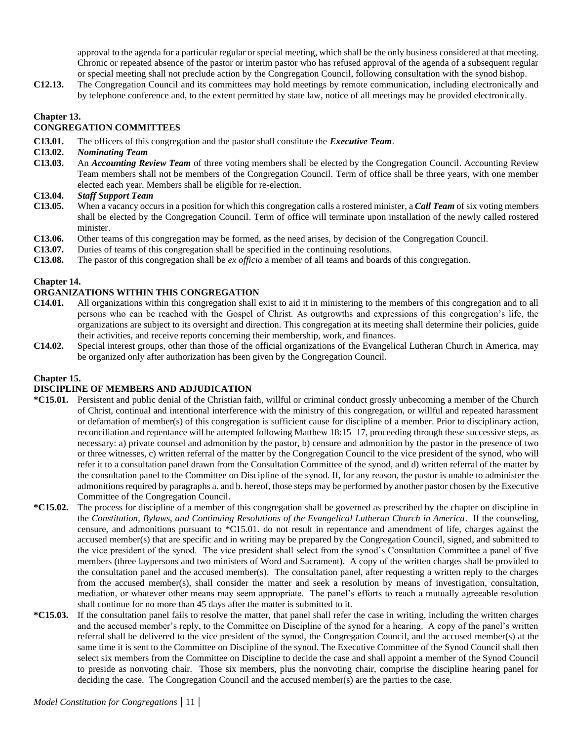approval to the agenda for a particular regular or special meeting, which shall be the only business considered at that meeting. Chronic or repeated absence of the pastor or interim pastor who has refused approval of the agenda of a subsequent regular or special meeting shall not preclude action by the Congregation Council, following consultation with the synod bishop.

**C12.13.** The Congregation Council and its committees may hold meetings by remote communication, including electronically and by telephone conference and, to the extent permitted by state law, notice of all meetings may be provided electronically.

## Chapter 13.
## CONGREGATION COMMITTEES

**C13.01.** The officers of this congregation and the pastor shall constitute the ***Executive Team***.

**C13.02.** ***Nominating Team***

**C13.03.** An ***Accounting Review Team*** of three voting members shall be elected by the Congregation Council. Accounting Review Team members shall not be members of the Congregation Council. Term of office shall be three years, with one member elected each year. Members shall be eligible for re-election.

**C13.04.** ***Staff Support Team***

**C13.05.** When a vacancy occurs in a position for which this congregation calls a rostered minister, a ***Call Team*** of six voting members shall be elected by the Congregation Council. Term of office will terminate upon installation of the newly called rostered minister.

**C13.06.** Other teams of this congregation may be formed, as the need arises, by decision of the Congregation Council.

**C13.07.** Duties of teams of this congregation shall be specified in the continuing resolutions.

**C13.08.** The pastor of this congregation shall be *ex officio* a member of all teams and boards of this congregation.

## Chapter 14.
## ORGANIZATIONS WITHIN THIS CONGREGATION

**C14.01.** All organizations within this congregation shall exist to aid it in ministering to the members of this congregation and to all persons who can be reached with the Gospel of Christ. As outgrowths and expressions of this congregation's life, the organizations are subject to its oversight and direction. This congregation at its meeting shall determine their policies, guide their activities, and receive reports concerning their membership, work, and finances.

**C14.02.** Special interest groups, other than those of the official organizations of the Evangelical Lutheran Church in America, may be organized only after authorization has been given by the Congregation Council.

## Chapter 15.
## DISCIPLINE OF MEMBERS AND ADJUDICATION

***C15.01.** Persistent and public denial of the Christian faith, willful or criminal conduct grossly unbecoming a member of the Church of Christ, continual and intentional interference with the ministry of this congregation, or willful and repeated harassment or defamation of member(s) of this congregation is sufficient cause for discipline of a member. Prior to disciplinary action, reconciliation and repentance will be attempted following Matthew 18:15–17, proceeding through these successive steps, as necessary: a) private counsel and admonition by the pastor, b) censure and admonition by the pastor in the presence of two or three witnesses, c) written referral of the matter by the Congregation Council to the vice president of the synod, who will refer it to a consultation panel drawn from the Consultation Committee of the synod, and d) written referral of the matter by the consultation panel to the Committee on Discipline of the synod. If, for any reason, the pastor is unable to administer the admonitions required by paragraphs a. and b. hereof, those steps may be performed by another pastor chosen by the Executive Committee of the Congregation Council.

***C15.02.** The process for discipline of a member of this congregation shall be governed as prescribed by the chapter on discipline in the *Constitution, Bylaws, and Continuing Resolutions of the Evangelical Lutheran Church in America*. If the counseling, censure, and admonitions pursuant to *C15.01. do not result in repentance and amendment of life, charges against the accused member(s) that are specific and in writing may be prepared by the Congregation Council, signed, and submitted to the vice president of the synod. The vice president shall select from the synod's Consultation Committee a panel of five members (three laypersons and two ministers of Word and Sacrament). A copy of the written charges shall be provided to the consultation panel and the accused member(s). The consultation panel, after requesting a written reply to the charges from the accused member(s), shall consider the matter and seek a resolution by means of investigation, consultation, mediation, or whatever other means may seem appropriate. The panel's efforts to reach a mutually agreeable resolution shall continue for no more than 45 days after the matter is submitted to it.

***C15.03.** If the consultation panel fails to resolve the matter, that panel shall refer the case in writing, including the written charges and the accused member's reply, to the Committee on Discipline of the synod for a hearing. A copy of the panel's written referral shall be delivered to the vice president of the synod, the Congregation Council, and the accused member(s) at the same time it is sent to the Committee on Discipline of the synod. The Executive Committee of the Synod Council shall then select six members from the Committee on Discipline to decide the case and shall appoint a member of the Synod Council to preside as nonvoting chair. Those six members, plus the nonvoting chair, comprise the discipline hearing panel for deciding the case. The Congregation Council and the accused member(s) are the parties to the case.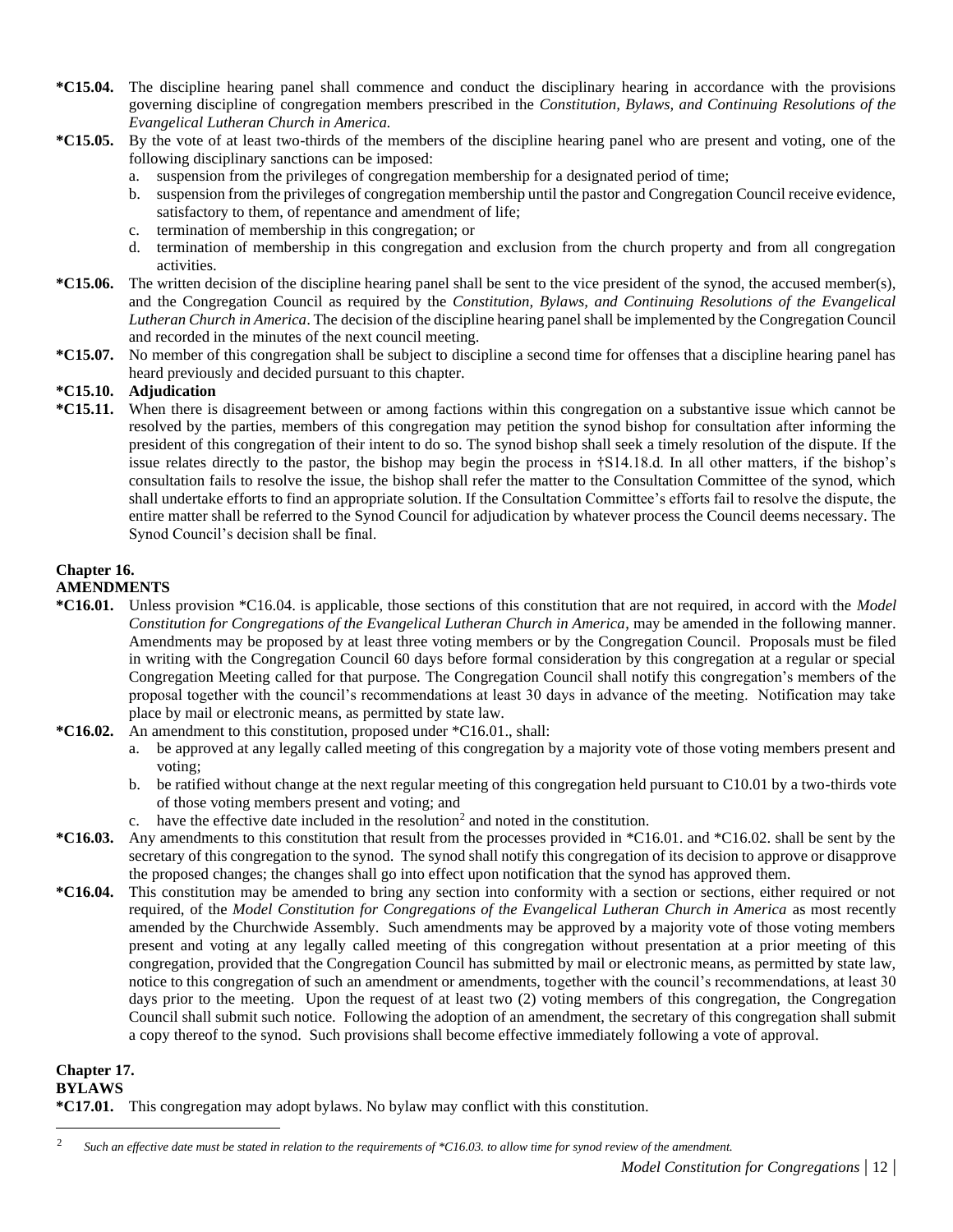**\*C15.04.** The discipline hearing panel shall commence and conduct the disciplinary hearing in accordance with the provisions governing discipline of congregation members prescribed in the *Constitution, Bylaws, and Continuing Resolutions of the Evangelical Lutheran Church in America.*

**\*C15.05.** By the vote of at least two-thirds of the members of the discipline hearing panel who are present and voting, one of the following disciplinary sanctions can be imposed:

a. suspension from the privileges of congregation membership for a designated period of time;
b. suspension from the privileges of congregation membership until the pastor and Congregation Council receive evidence, satisfactory to them, of repentance and amendment of life;
c. termination of membership in this congregation; or
d. termination of membership in this congregation and exclusion from the church property and from all congregation activities.

**\*C15.06.** The written decision of the discipline hearing panel shall be sent to the vice president of the synod, the accused member(s), and the Congregation Council as required by the *Constitution, Bylaws, and Continuing Resolutions of the Evangelical Lutheran Church in America*. The decision of the discipline hearing panel shall be implemented by the Congregation Council and recorded in the minutes of the next council meeting.

**\*C15.07.** No member of this congregation shall be subject to discipline a second time for offenses that a discipline hearing panel has heard previously and decided pursuant to this chapter.

**\*C15.10. Adjudication**

**\*C15.11.** When there is disagreement between or among factions within this congregation on a substantive issue which cannot be resolved by the parties, members of this congregation may petition the synod bishop for consultation after informing the president of this congregation of their intent to do so. The synod bishop shall seek a timely resolution of the dispute. If the issue relates directly to the pastor, the bishop may begin the process in †S14.18.d. In all other matters, if the bishop's consultation fails to resolve the issue, the bishop shall refer the matter to the Consultation Committee of the synod, which shall undertake efforts to find an appropriate solution. If the Consultation Committee's efforts fail to resolve the dispute, the entire matter shall be referred to the Synod Council for adjudication by whatever process the Council deems necessary. The Synod Council's decision shall be final.

## Chapter 16.
## AMENDMENTS

**\*C16.01.** Unless provision \*C16.04. is applicable, those sections of this constitution that are not required, in accord with the *Model Constitution for Congregations of the Evangelical Lutheran Church in America*, may be amended in the following manner. Amendments may be proposed by at least three voting members or by the Congregation Council. Proposals must be filed in writing with the Congregation Council 60 days before formal consideration by this congregation at a regular or special Congregation Meeting called for that purpose. The Congregation Council shall notify this congregation's members of the proposal together with the council's recommendations at least 30 days in advance of the meeting. Notification may take place by mail or electronic means, as permitted by state law.

**\*C16.02.** An amendment to this constitution, proposed under \*C16.01., shall:

a. be approved at any legally called meeting of this congregation by a majority vote of those voting members present and voting;
b. be ratified without change at the next regular meeting of this congregation held pursuant to C10.01 by a two-thirds vote of those voting members present and voting; and
c. have the effective date included in the resolution[2] and noted in the constitution.

**\*C16.03.** Any amendments to this constitution that result from the processes provided in \*C16.01. and \*C16.02. shall be sent by the secretary of this congregation to the synod. The synod shall notify this congregation of its decision to approve or disapprove the proposed changes; the changes shall go into effect upon notification that the synod has approved them.

**\*C16.04.** This constitution may be amended to bring any section into conformity with a section or sections, either required or not required, of the *Model Constitution for Congregations of the Evangelical Lutheran Church in America* as most recently amended by the Churchwide Assembly. Such amendments may be approved by a majority vote of those voting members present and voting at any legally called meeting of this congregation without presentation at a prior meeting of this congregation, provided that the Congregation Council has submitted by mail or electronic means, as permitted by state law, notice to this congregation of such an amendment or amendments, together with the council's recommendations, at least 30 days prior to the meeting. Upon the request of at least two (2) voting members of this congregation, the Congregation Council shall submit such notice. Following the adoption of an amendment, the secretary of this congregation shall submit a copy thereof to the synod. Such provisions shall become effective immediately following a vote of approval.

## Chapter 17.
## BYLAWS

**\*C17.01.** This congregation may adopt bylaws. No bylaw may conflict with this constitution.

---

[2] *Such an effective date must be stated in relation to the requirements of \*C16.03. to allow time for synod review of the amendment.*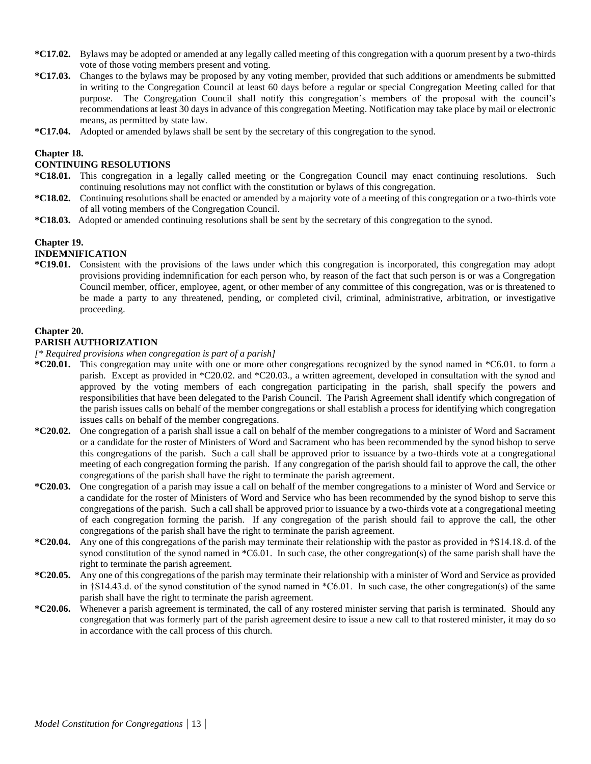**\*C17.02.** Bylaws may be adopted or amended at any legally called meeting of this congregation with a quorum present by a two-thirds vote of those voting members present and voting.

**\*C17.03.** Changes to the bylaws may be proposed by any voting member, provided that such additions or amendments be submitted in writing to the Congregation Council at least 60 days before a regular or special Congregation Meeting called for that purpose. The Congregation Council shall notify this congregation's members of the proposal with the council's recommendations at least 30 days in advance of this congregation Meeting. Notification may take place by mail or electronic means, as permitted by state law.

**\*C17.04.** Adopted or amended bylaws shall be sent by the secretary of this congregation to the synod.

**Chapter 18.**
**CONTINUING RESOLUTIONS**

**\*C18.01.** This congregation in a legally called meeting or the Congregation Council may enact continuing resolutions. Such continuing resolutions may not conflict with the constitution or bylaws of this congregation.

**\*C18.02.** Continuing resolutions shall be enacted or amended by a majority vote of a meeting of this congregation or a two-thirds vote of all voting members of the Congregation Council.

**\*C18.03.** Adopted or amended continuing resolutions shall be sent by the secretary of this congregation to the synod.

**Chapter 19.**
**INDEMNIFICATION**

**\*C19.01.** Consistent with the provisions of the laws under which this congregation is incorporated, this congregation may adopt provisions providing indemnification for each person who, by reason of the fact that such person is or was a Congregation Council member, officer, employee, agent, or other member of any committee of this congregation, was or is threatened to be made a party to any threatened, pending, or completed civil, criminal, administrative, arbitration, or investigative proceeding.

**Chapter 20.**
**PARISH AUTHORIZATION**

*[\* Required provisions when congregation is part of a parish]*

**\*C20.01.** This congregation may unite with one or more other congregations recognized by the synod named in \*C6.01. to form a parish. Except as provided in \*C20.02. and \*C20.03., a written agreement, developed in consultation with the synod and approved by the voting members of each congregation participating in the parish, shall specify the powers and responsibilities that have been delegated to the Parish Council. The Parish Agreement shall identify which congregation of the parish issues calls on behalf of the member congregations or shall establish a process for identifying which congregation issues calls on behalf of the member congregations.

**\*C20.02.** One congregation of a parish shall issue a call on behalf of the member congregations to a minister of Word and Sacrament or a candidate for the roster of Ministers of Word and Sacrament who has been recommended by the synod bishop to serve this congregations of the parish. Such a call shall be approved prior to issuance by a two-thirds vote at a congregational meeting of each congregation forming the parish. If any congregation of the parish should fail to approve the call, the other congregations of the parish shall have the right to terminate the parish agreement.

**\*C20.03.** One congregation of a parish may issue a call on behalf of the member congregations to a minister of Word and Service or a candidate for the roster of Ministers of Word and Service who has been recommended by the synod bishop to serve this congregations of the parish. Such a call shall be approved prior to issuance by a two-thirds vote at a congregational meeting of each congregation forming the parish. If any congregation of the parish should fail to approve the call, the other congregations of the parish shall have the right to terminate the parish agreement.

**\*C20.04.** Any one of this congregations of the parish may terminate their relationship with the pastor as provided in †S14.18.d. of the synod constitution of the synod named in \*C6.01. In such case, the other congregation(s) of the same parish shall have the right to terminate the parish agreement.

**\*C20.05.** Any one of this congregations of the parish may terminate their relationship with a minister of Word and Service as provided in †S14.43.d. of the synod constitution of the synod named in \*C6.01. In such case, the other congregation(s) of the same parish shall have the right to terminate the parish agreement.

**\*C20.06.** Whenever a parish agreement is terminated, the call of any rostered minister serving that parish is terminated. Should any congregation that was formerly part of the parish agreement desire to issue a new call to that rostered minister, it may do so in accordance with the call process of this church.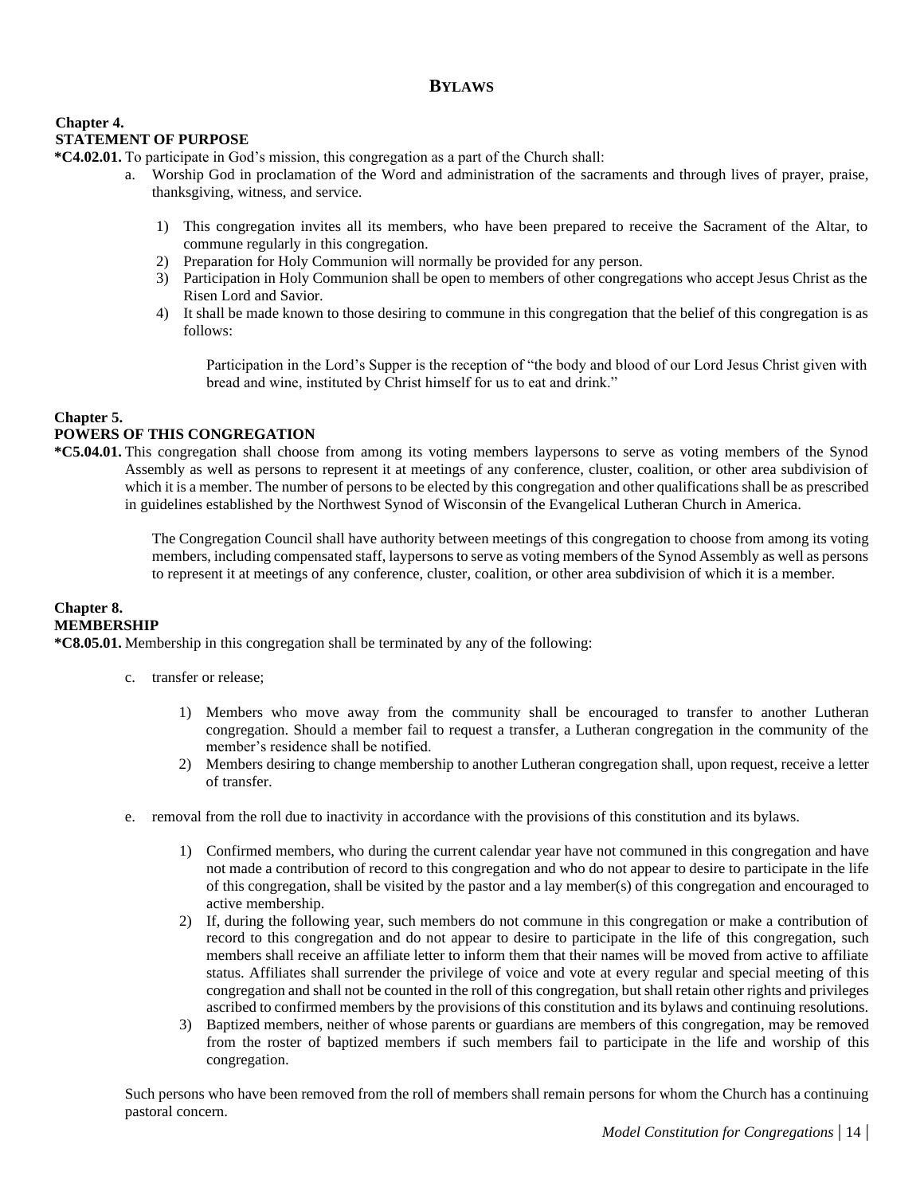# BYLAWS

## Chapter 4.
## STATEMENT OF PURPOSE

**\*C4.02.01.** To participate in God's mission, this congregation as a part of the Church shall:

a. Worship God in proclamation of the Word and administration of the sacraments and through lives of prayer, praise, thanksgiving, witness, and service.

1) This congregation invites all its members, who have been prepared to receive the Sacrament of the Altar, to commune regularly in this congregation.
2) Preparation for Holy Communion will normally be provided for any person.
3) Participation in Holy Communion shall be open to members of other congregations who accept Jesus Christ as the Risen Lord and Savior.
4) It shall be made known to those desiring to commune in this congregation that the belief of this congregation is as follows:

> Participation in the Lord's Supper is the reception of "the body and blood of our Lord Jesus Christ given with bread and wine, instituted by Christ himself for us to eat and drink."

## Chapter 5.
## POWERS OF THIS CONGREGATION

**\*C5.04.01.** This congregation shall choose from among its voting members laypersons to serve as voting members of the Synod Assembly as well as persons to represent it at meetings of any conference, cluster, coalition, or other area subdivision of which it is a member. The number of persons to be elected by this congregation and other qualifications shall be as prescribed in guidelines established by the Northwest Synod of Wisconsin of the Evangelical Lutheran Church in America.

The Congregation Council shall have authority between meetings of this congregation to choose from among its voting members, including compensated staff, laypersons to serve as voting members of the Synod Assembly as well as persons to represent it at meetings of any conference, cluster, coalition, or other area subdivision of which it is a member.

## Chapter 8.
## MEMBERSHIP

**\*C8.05.01.** Membership in this congregation shall be terminated by any of the following:

c. transfer or release;

1) Members who move away from the community shall be encouraged to transfer to another Lutheran congregation. Should a member fail to request a transfer, a Lutheran congregation in the community of the member's residence shall be notified.
2) Members desiring to change membership to another Lutheran congregation shall, upon request, receive a letter of transfer.

e. removal from the roll due to inactivity in accordance with the provisions of this constitution and its bylaws.

1) Confirmed members, who during the current calendar year have not communed in this congregation and have not made a contribution of record to this congregation and who do not appear to desire to participate in the life of this congregation, shall be visited by the pastor and a lay member(s) of this congregation and encouraged to active membership.
2) If, during the following year, such members do not commune in this congregation or make a contribution of record to this congregation and do not appear to desire to participate in the life of this congregation, such members shall receive an affiliate letter to inform them that their names will be moved from active to affiliate status. Affiliates shall surrender the privilege of voice and vote at every regular and special meeting of this congregation and shall not be counted in the roll of this congregation, but shall retain other rights and privileges ascribed to confirmed members by the provisions of this constitution and its bylaws and continuing resolutions.
3) Baptized members, neither of whose parents or guardians are members of this congregation, may be removed from the roster of baptized members if such members fail to participate in the life and worship of this congregation.

Such persons who have been removed from the roll of members shall remain persons for whom the Church has a continuing pastoral concern.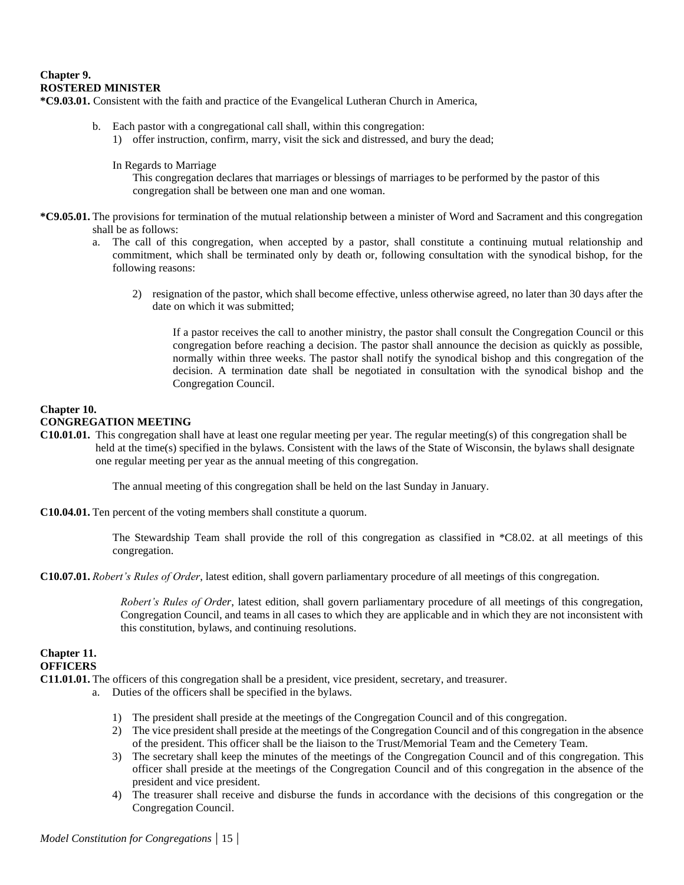**Chapter 9.**
**ROSTERED MINISTER**

***C9.03.01.** Consistent with the faith and practice of the Evangelical Lutheran Church in America,

b. Each pastor with a congregational call shall, within this congregation:
   1) offer instruction, confirm, marry, visit the sick and distressed, and bury the dead;

   In Regards to Marriage

   This congregation declares that marriages or blessings of marriages to be performed by the pastor of this congregation shall be between one man and one woman.

***C9.05.01.** The provisions for termination of the mutual relationship between a minister of Word and Sacrament and this congregation shall be as follows:

a. The call of this congregation, when accepted by a pastor, shall constitute a continuing mutual relationship and commitment, which shall be terminated only by death or, following consultation with the synodical bishop, for the following reasons:

   2) resignation of the pastor, which shall become effective, unless otherwise agreed, no later than 30 days after the date on which it was submitted;

      If a pastor receives the call to another ministry, the pastor shall consult the Congregation Council or this congregation before reaching a decision. The pastor shall announce the decision as quickly as possible, normally within three weeks. The pastor shall notify the synodical bishop and this congregation of the decision. A termination date shall be negotiated in consultation with the synodical bishop and the Congregation Council.

**Chapter 10.**
**CONGREGATION MEETING**

**C10.01.01.** This congregation shall have at least one regular meeting per year. The regular meeting(s) of this congregation shall be held at the time(s) specified in the bylaws. Consistent with the laws of the State of Wisconsin, the bylaws shall designate one regular meeting per year as the annual meeting of this congregation.

The annual meeting of this congregation shall be held on the last Sunday in January.

**C10.04.01.** Ten percent of the voting members shall constitute a quorum.

The Stewardship Team shall provide the roll of this congregation as classified in *C8.02. at all meetings of this congregation.

**C10.07.01.** *Robert's Rules of Order*, latest edition, shall govern parliamentary procedure of all meetings of this congregation.

*Robert's Rules of Order*, latest edition, shall govern parliamentary procedure of all meetings of this congregation, Congregation Council, and teams in all cases to which they are applicable and in which they are not inconsistent with this constitution, bylaws, and continuing resolutions.

**Chapter 11.**
**OFFICERS**

**C11.01.01.** The officers of this congregation shall be a president, vice president, secretary, and treasurer.

a. Duties of the officers shall be specified in the bylaws.

   1) The president shall preside at the meetings of the Congregation Council and of this congregation.
   2) The vice president shall preside at the meetings of the Congregation Council and of this congregation in the absence of the president. This officer shall be the liaison to the Trust/Memorial Team and the Cemetery Team.
   3) The secretary shall keep the minutes of the meetings of the Congregation Council and of this congregation. This officer shall preside at the meetings of the Congregation Council and of this congregation in the absence of the president and vice president.
   4) The treasurer shall receive and disburse the funds in accordance with the decisions of this congregation or the Congregation Council.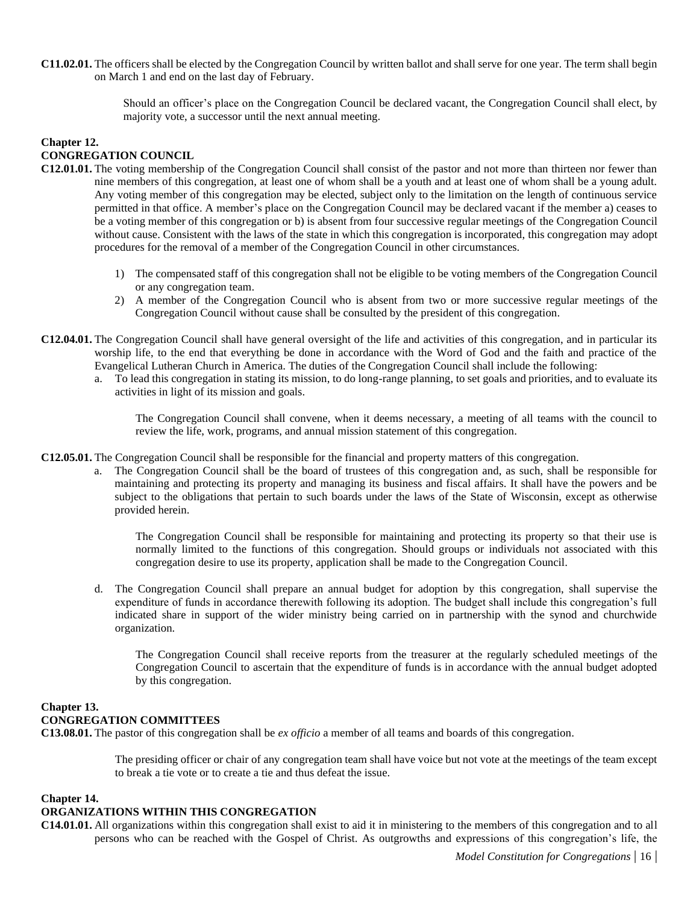**C11.02.01.** The officers shall be elected by the Congregation Council by written ballot and shall serve for one year. The term shall begin on March 1 and end on the last day of February.

Should an officer's place on the Congregation Council be declared vacant, the Congregation Council shall elect, by majority vote, a successor until the next annual meeting.

## Chapter 12.
## CONGREGATION COUNCIL

**C12.01.01.** The voting membership of the Congregation Council shall consist of the pastor and not more than thirteen nor fewer than nine members of this congregation, at least one of whom shall be a youth and at least one of whom shall be a young adult. Any voting member of this congregation may be elected, subject only to the limitation on the length of continuous service permitted in that office. A member's place on the Congregation Council may be declared vacant if the member a) ceases to be a voting member of this congregation or b) is absent from four successive regular meetings of the Congregation Council without cause. Consistent with the laws of the state in which this congregation is incorporated, this congregation may adopt procedures for the removal of a member of the Congregation Council in other circumstances.

1) The compensated staff of this congregation shall not be eligible to be voting members of the Congregation Council or any congregation team.
2) A member of the Congregation Council who is absent from two or more successive regular meetings of the Congregation Council without cause shall be consulted by the president of this congregation.

**C12.04.01.** The Congregation Council shall have general oversight of the life and activities of this congregation, and in particular its worship life, to the end that everything be done in accordance with the Word of God and the faith and practice of the Evangelical Lutheran Church in America. The duties of the Congregation Council shall include the following:

a. To lead this congregation in stating its mission, to do long-range planning, to set goals and priorities, and to evaluate its activities in light of its mission and goals.

The Congregation Council shall convene, when it deems necessary, a meeting of all teams with the council to review the life, work, programs, and annual mission statement of this congregation.

**C12.05.01.** The Congregation Council shall be responsible for the financial and property matters of this congregation.

a. The Congregation Council shall be the board of trustees of this congregation and, as such, shall be responsible for maintaining and protecting its property and managing its business and fiscal affairs. It shall have the powers and be subject to the obligations that pertain to such boards under the laws of the State of Wisconsin, except as otherwise provided herein.

The Congregation Council shall be responsible for maintaining and protecting its property so that their use is normally limited to the functions of this congregation. Should groups or individuals not associated with this congregation desire to use its property, application shall be made to the Congregation Council.

d. The Congregation Council shall prepare an annual budget for adoption by this congregation, shall supervise the expenditure of funds in accordance therewith following its adoption. The budget shall include this congregation's full indicated share in support of the wider ministry being carried on in partnership with the synod and churchwide organization.

The Congregation Council shall receive reports from the treasurer at the regularly scheduled meetings of the Congregation Council to ascertain that the expenditure of funds is in accordance with the annual budget adopted by this congregation.

## Chapter 13.
## CONGREGATION COMMITTEES

**C13.08.01.** The pastor of this congregation shall be *ex officio* a member of all teams and boards of this congregation.

The presiding officer or chair of any congregation team shall have voice but not vote at the meetings of the team except to break a tie vote or to create a tie and thus defeat the issue.

## Chapter 14.
## ORGANIZATIONS WITHIN THIS CONGREGATION

**C14.01.01.** All organizations within this congregation shall exist to aid it in ministering to the members of this congregation and to all persons who can be reached with the Gospel of Christ. As outgrowths and expressions of this congregation's life, the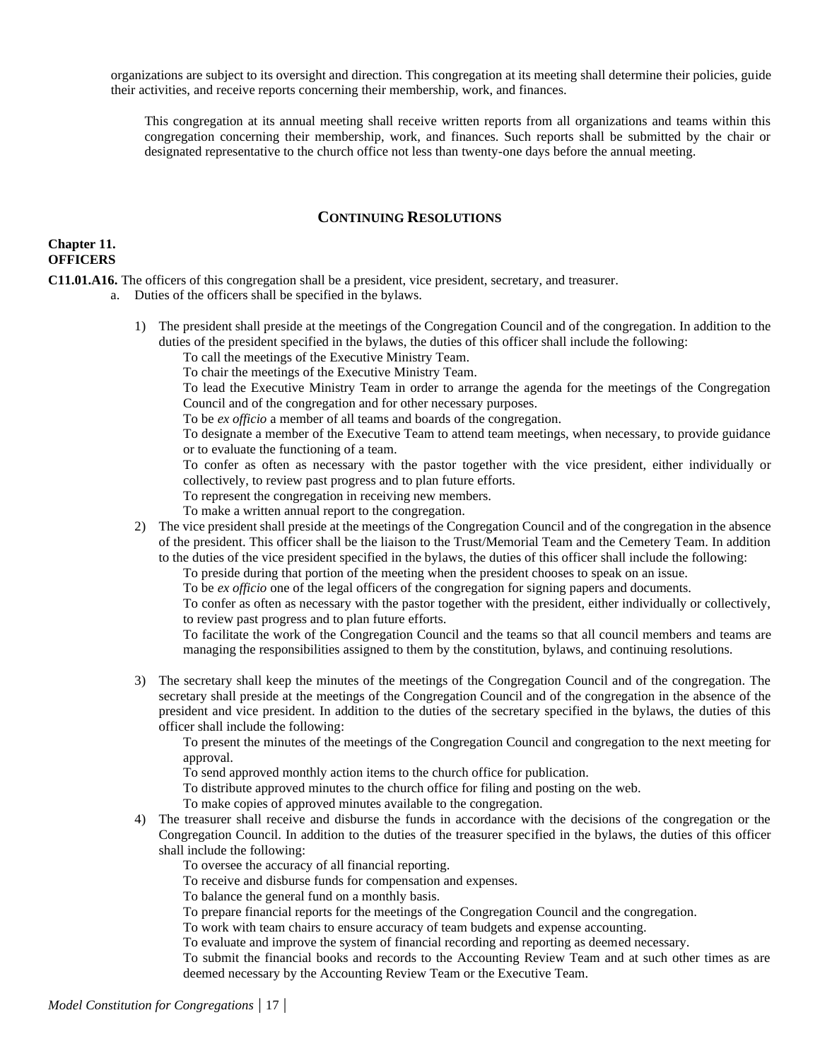organizations are subject to its oversight and direction. This congregation at its meeting shall determine their policies, guide their activities, and receive reports concerning their membership, work, and finances.

This congregation at its annual meeting shall receive written reports from all organizations and teams within this congregation concerning their membership, work, and finances. Such reports shall be submitted by the chair or designated representative to the church office not less than twenty-one days before the annual meeting.

## CONTINUING RESOLUTIONS

### Chapter 11.
### OFFICERS

**C11.01.A16.** The officers of this congregation shall be a president, vice president, secretary, and treasurer.

a. Duties of the officers shall be specified in the bylaws.

1) The president shall preside at the meetings of the Congregation Council and of the congregation. In addition to the duties of the president specified in the bylaws, the duties of this officer shall include the following:

   To call the meetings of the Executive Ministry Team.
   To chair the meetings of the Executive Ministry Team.
   To lead the Executive Ministry Team in order to arrange the agenda for the meetings of the Congregation Council and of the congregation and for other necessary purposes.
   To be *ex officio* a member of all teams and boards of the congregation.
   To designate a member of the Executive Team to attend team meetings, when necessary, to provide guidance or to evaluate the functioning of a team.
   To confer as often as necessary with the pastor together with the vice president, either individually or collectively, to review past progress and to plan future efforts.
   To represent the congregation in receiving new members.
   To make a written annual report to the congregation.

2) The vice president shall preside at the meetings of the Congregation Council and of the congregation in the absence of the president. This officer shall be the liaison to the Trust/Memorial Team and the Cemetery Team. In addition to the duties of the vice president specified in the bylaws, the duties of this officer shall include the following:

   To preside during that portion of the meeting when the president chooses to speak on an issue.
   To be *ex officio* one of the legal officers of the congregation for signing papers and documents.
   To confer as often as necessary with the pastor together with the president, either individually or collectively, to review past progress and to plan future efforts.
   To facilitate the work of the Congregation Council and the teams so that all council members and teams are managing the responsibilities assigned to them by the constitution, bylaws, and continuing resolutions.

3) The secretary shall keep the minutes of the meetings of the Congregation Council and of the congregation. The secretary shall preside at the meetings of the Congregation Council and of the congregation in the absence of the president and vice president. In addition to the duties of the secretary specified in the bylaws, the duties of this officer shall include the following:

   To present the minutes of the meetings of the Congregation Council and congregation to the next meeting for approval.
   To send approved monthly action items to the church office for publication.
   To distribute approved minutes to the church office for filing and posting on the web.
   To make copies of approved minutes available to the congregation.

4) The treasurer shall receive and disburse the funds in accordance with the decisions of the congregation or the Congregation Council. In addition to the duties of the treasurer specified in the bylaws, the duties of this officer shall include the following:

   To oversee the accuracy of all financial reporting.
   To receive and disburse funds for compensation and expenses.
   To balance the general fund on a monthly basis.
   To prepare financial reports for the meetings of the Congregation Council and the congregation.
   To work with team chairs to ensure accuracy of team budgets and expense accounting.
   To evaluate and improve the system of financial recording and reporting as deemed necessary.
   To submit the financial books and records to the Accounting Review Team and at such other times as are deemed necessary by the Accounting Review Team or the Executive Team.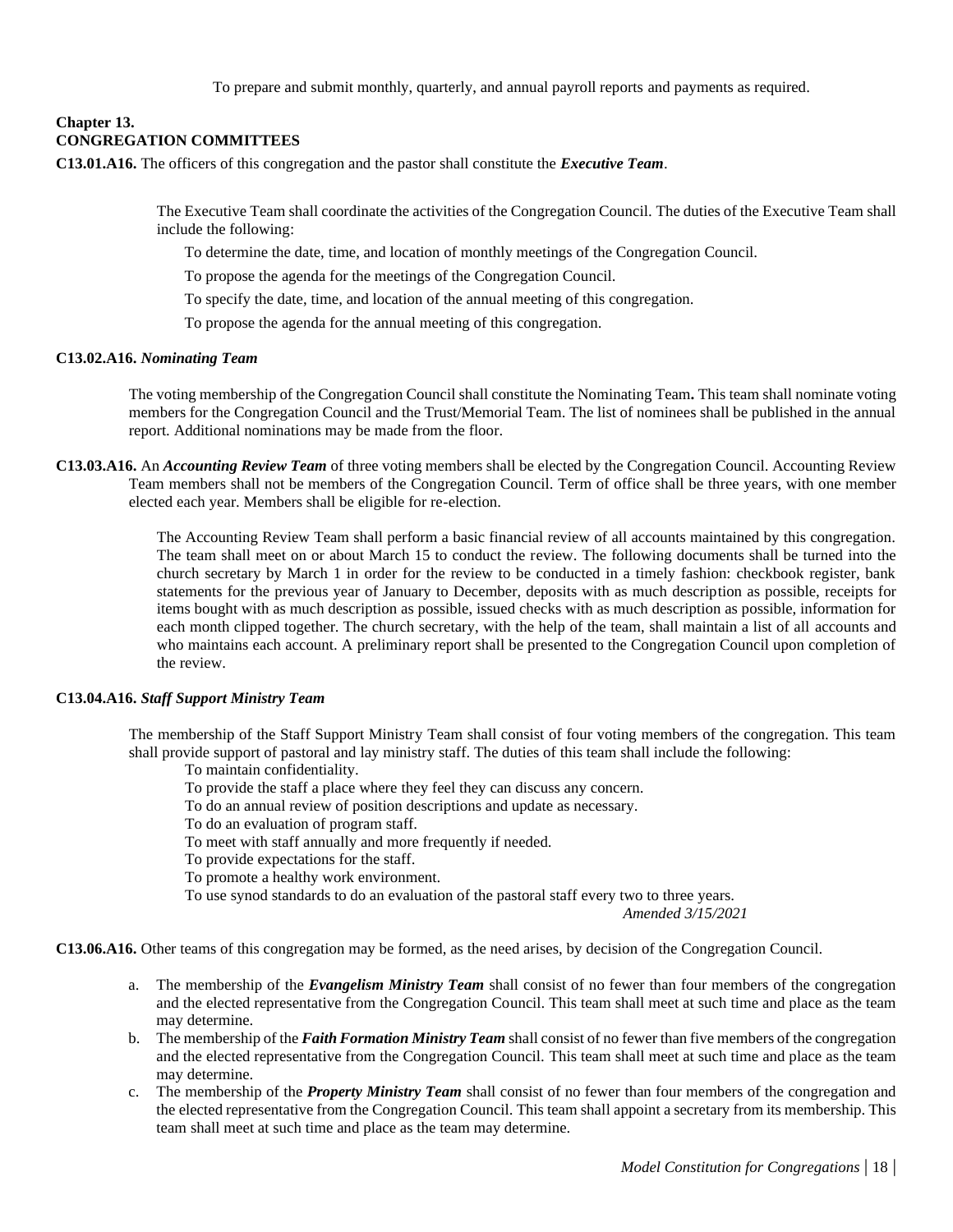To prepare and submit monthly, quarterly, and annual payroll reports and payments as required.

## Chapter 13.
## CONGREGATION COMMITTEES

**C13.01.A16.** The officers of this congregation and the pastor shall constitute the ***Executive Team***.

The Executive Team shall coordinate the activities of the Congregation Council. The duties of the Executive Team shall include the following:

To determine the date, time, and location of monthly meetings of the Congregation Council.

To propose the agenda for the meetings of the Congregation Council.

To specify the date, time, and location of the annual meeting of this congregation.

To propose the agenda for the annual meeting of this congregation.

**C13.02.A16.** ***Nominating Team***

The voting membership of the Congregation Council shall constitute the Nominating Team**.** This team shall nominate voting members for the Congregation Council and the Trust/Memorial Team. The list of nominees shall be published in the annual report. Additional nominations may be made from the floor.

**C13.03.A16.** An ***Accounting Review Team*** of three voting members shall be elected by the Congregation Council. Accounting Review Team members shall not be members of the Congregation Council. Term of office shall be three years, with one member elected each year. Members shall be eligible for re-election.

The Accounting Review Team shall perform a basic financial review of all accounts maintained by this congregation. The team shall meet on or about March 15 to conduct the review. The following documents shall be turned into the church secretary by March 1 in order for the review to be conducted in a timely fashion: checkbook register, bank statements for the previous year of January to December, deposits with as much description as possible, receipts for items bought with as much description as possible, issued checks with as much description as possible, information for each month clipped together. The church secretary, with the help of the team, shall maintain a list of all accounts and who maintains each account. A preliminary report shall be presented to the Congregation Council upon completion of the review.

**C13.04.A16.** ***Staff Support Ministry Team***

The membership of the Staff Support Ministry Team shall consist of four voting members of the congregation. This team shall provide support of pastoral and lay ministry staff. The duties of this team shall include the following:

To maintain confidentiality.
To provide the staff a place where they feel they can discuss any concern.
To do an annual review of position descriptions and update as necessary.
To do an evaluation of program staff.
To meet with staff annually and more frequently if needed.
To provide expectations for the staff.
To promote a healthy work environment.
To use synod standards to do an evaluation of the pastoral staff every two to three years.

*Amended 3/15/2021*

**C13.06.A16.** Other teams of this congregation may be formed, as the need arises, by decision of the Congregation Council.

a. The membership of the ***Evangelism Ministry Team*** shall consist of no fewer than four members of the congregation and the elected representative from the Congregation Council. This team shall meet at such time and place as the team may determine.
b. The membership of the ***Faith Formation Ministry Team*** shall consist of no fewer than five members of the congregation and the elected representative from the Congregation Council. This team shall meet at such time and place as the team may determine.
c. The membership of the ***Property Ministry Team*** shall consist of no fewer than four members of the congregation and the elected representative from the Congregation Council. This team shall appoint a secretary from its membership. This team shall meet at such time and place as the team may determine.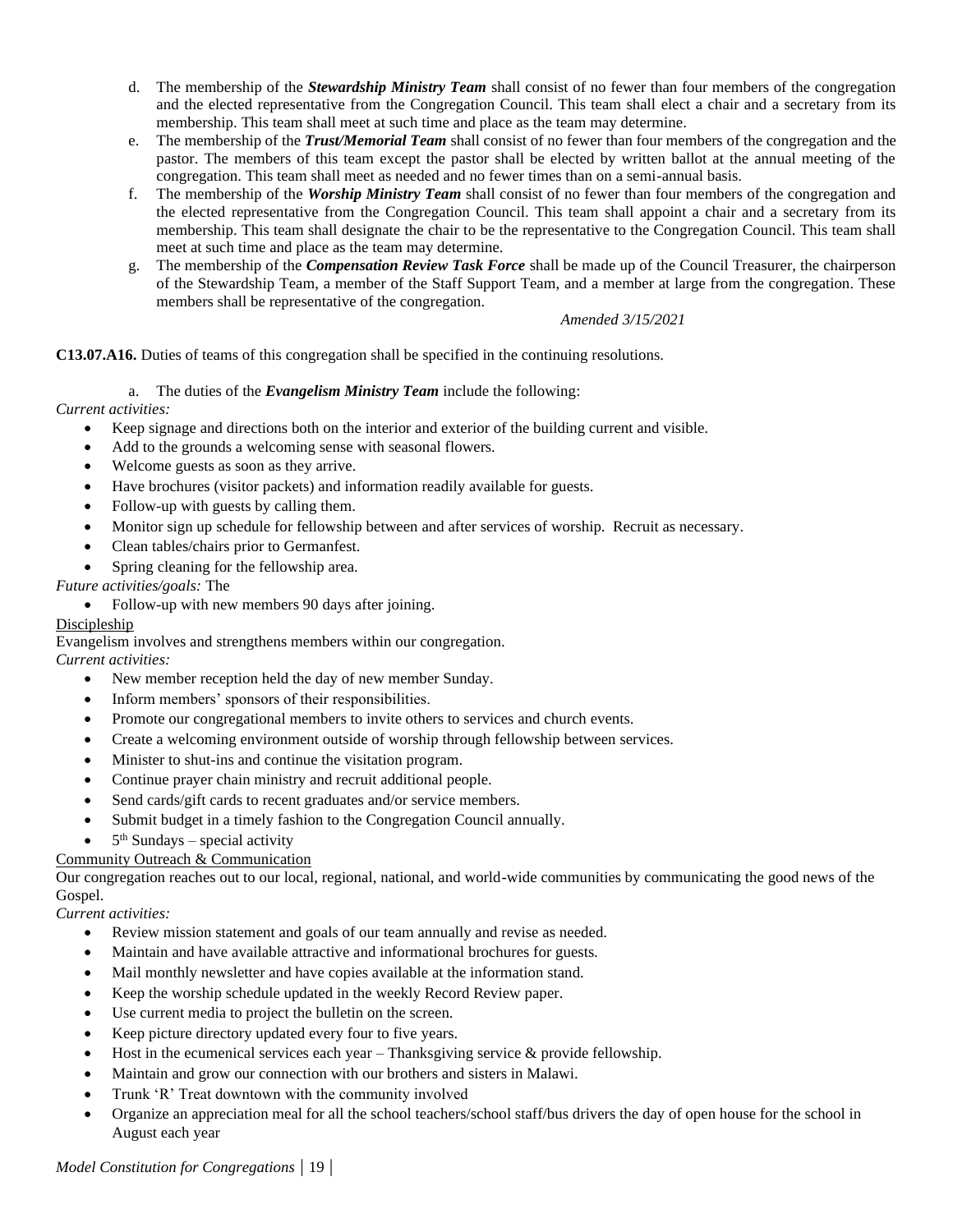d. The membership of the ***Stewardship Ministry Team*** shall consist of no fewer than four members of the congregation and the elected representative from the Congregation Council. This team shall elect a chair and a secretary from its membership. This team shall meet at such time and place as the team may determine.

e. The membership of the ***Trust/Memorial Team*** shall consist of no fewer than four members of the congregation and the pastor. The members of this team except the pastor shall be elected by written ballot at the annual meeting of the congregation. This team shall meet as needed and no fewer times than on a semi-annual basis.

f. The membership of the ***Worship Ministry Team*** shall consist of no fewer than four members of the congregation and the elected representative from the Congregation Council. This team shall appoint a chair and a secretary from its membership. This team shall designate the chair to be the representative to the Congregation Council. This team shall meet at such time and place as the team may determine.

g. The membership of the ***Compensation Review Task Force*** shall be made up of the Council Treasurer, the chairperson of the Stewardship Team, a member of the Staff Support Team, and a member at large from the congregation. These members shall be representative of the congregation.

*Amended 3/15/2021*

**C13.07.A16.** Duties of teams of this congregation shall be specified in the continuing resolutions.

a. The duties of the ***Evangelism Ministry Team*** include the following:

*Current activities:*

- Keep signage and directions both on the interior and exterior of the building current and visible.
- Add to the grounds a welcoming sense with seasonal flowers.
- Welcome guests as soon as they arrive.
- Have brochures (visitor packets) and information readily available for guests.
- Follow-up with guests by calling them.
- Monitor sign up schedule for fellowship between and after services of worship. Recruit as necessary.
- Clean tables/chairs prior to Germanfest.
- Spring cleaning for the fellowship area.

*Future activities/goals:* The

- Follow-up with new members 90 days after joining.

<u>Discipleship</u>

Evangelism involves and strengthens members within our congregation.

*Current activities:*

- New member reception held the day of new member Sunday.
- Inform members' sponsors of their responsibilities.
- Promote our congregational members to invite others to services and church events.
- Create a welcoming environment outside of worship through fellowship between services.
- Minister to shut-ins and continue the visitation program.
- Continue prayer chain ministry and recruit additional people.
- Send cards/gift cards to recent graduates and/or service members.
- Submit budget in a timely fashion to the Congregation Council annually.
- 5th Sundays – special activity

<u>Community Outreach & Communication</u>

Our congregation reaches out to our local, regional, national, and world-wide communities by communicating the good news of the Gospel.

*Current activities:*

- Review mission statement and goals of our team annually and revise as needed.
- Maintain and have available attractive and informational brochures for guests.
- Mail monthly newsletter and have copies available at the information stand.
- Keep the worship schedule updated in the weekly Record Review paper.
- Use current media to project the bulletin on the screen.
- Keep picture directory updated every four to five years.
- Host in the ecumenical services each year – Thanksgiving service & provide fellowship.
- Maintain and grow our connection with our brothers and sisters in Malawi.
- Trunk 'R' Treat downtown with the community involved
- Organize an appreciation meal for all the school teachers/school staff/bus drivers the day of open house for the school in August each year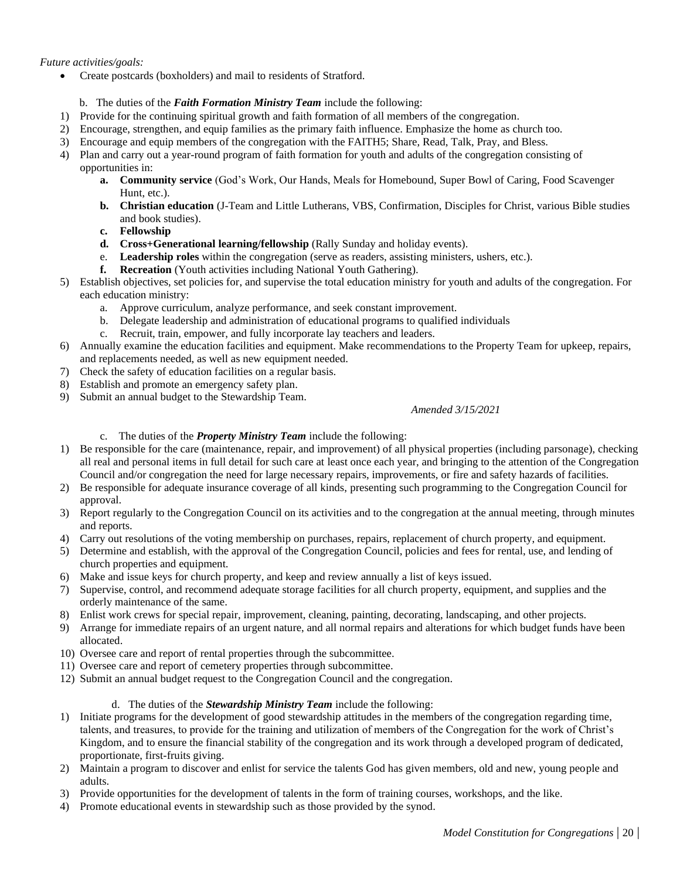*Future activities/goals:*

- Create postcards (boxholders) and mail to residents of Stratford.

b. The duties of the ***Faith Formation Ministry Team*** include the following:

1) Provide for the continuing spiritual growth and faith formation of all members of the congregation.
2) Encourage, strengthen, and equip families as the primary faith influence. Emphasize the home as church too.
3) Encourage and equip members of the congregation with the FAITH5; Share, Read, Talk, Pray, and Bless.
4) Plan and carry out a year-round program of faith formation for youth and adults of the congregation consisting of opportunities in:
   - **a. Community service** (God's Work, Our Hands, Meals for Homebound, Super Bowl of Caring, Food Scavenger Hunt, etc.).
   - **b. Christian education** (J-Team and Little Lutherans, VBS, Confirmation, Disciples for Christ, various Bible studies and book studies).
   - **c. Fellowship**
   - **d. Cross+Generational learning/fellowship** (Rally Sunday and holiday events).
   - e. **Leadership roles** within the congregation (serve as readers, assisting ministers, ushers, etc.).
   - **f. Recreation** (Youth activities including National Youth Gathering).
5) Establish objectives, set policies for, and supervise the total education ministry for youth and adults of the congregation. For each education ministry:
   - a. Approve curriculum, analyze performance, and seek constant improvement.
   - b. Delegate leadership and administration of educational programs to qualified individuals
   - c. Recruit, train, empower, and fully incorporate lay teachers and leaders.
6) Annually examine the education facilities and equipment. Make recommendations to the Property Team for upkeep, repairs, and replacements needed, as well as new equipment needed.
7) Check the safety of education facilities on a regular basis.
8) Establish and promote an emergency safety plan.
9) Submit an annual budget to the Stewardship Team.

*Amended 3/15/2021*

c. The duties of the ***Property Ministry Team*** include the following:

1) Be responsible for the care (maintenance, repair, and improvement) of all physical properties (including parsonage), checking all real and personal items in full detail for such care at least once each year, and bringing to the attention of the Congregation Council and/or congregation the need for large necessary repairs, improvements, or fire and safety hazards of facilities.
2) Be responsible for adequate insurance coverage of all kinds, presenting such programming to the Congregation Council for approval.
3) Report regularly to the Congregation Council on its activities and to the congregation at the annual meeting, through minutes and reports.
4) Carry out resolutions of the voting membership on purchases, repairs, replacement of church property, and equipment.
5) Determine and establish, with the approval of the Congregation Council, policies and fees for rental, use, and lending of church properties and equipment.
6) Make and issue keys for church property, and keep and review annually a list of keys issued.
7) Supervise, control, and recommend adequate storage facilities for all church property, equipment, and supplies and the orderly maintenance of the same.
8) Enlist work crews for special repair, improvement, cleaning, painting, decorating, landscaping, and other projects.
9) Arrange for immediate repairs of an urgent nature, and all normal repairs and alterations for which budget funds have been allocated.
10) Oversee care and report of rental properties through the subcommittee.
11) Oversee care and report of cemetery properties through subcommittee.
12) Submit an annual budget request to the Congregation Council and the congregation.

d. The duties of the ***Stewardship Ministry Team*** include the following:

1) Initiate programs for the development of good stewardship attitudes in the members of the congregation regarding time, talents, and treasures, to provide for the training and utilization of members of the Congregation for the work of Christ's Kingdom, and to ensure the financial stability of the congregation and its work through a developed program of dedicated, proportionate, first-fruits giving.
2) Maintain a program to discover and enlist for service the talents God has given members, old and new, young people and adults.
3) Provide opportunities for the development of talents in the form of training courses, workshops, and the like.
4) Promote educational events in stewardship such as those provided by the synod.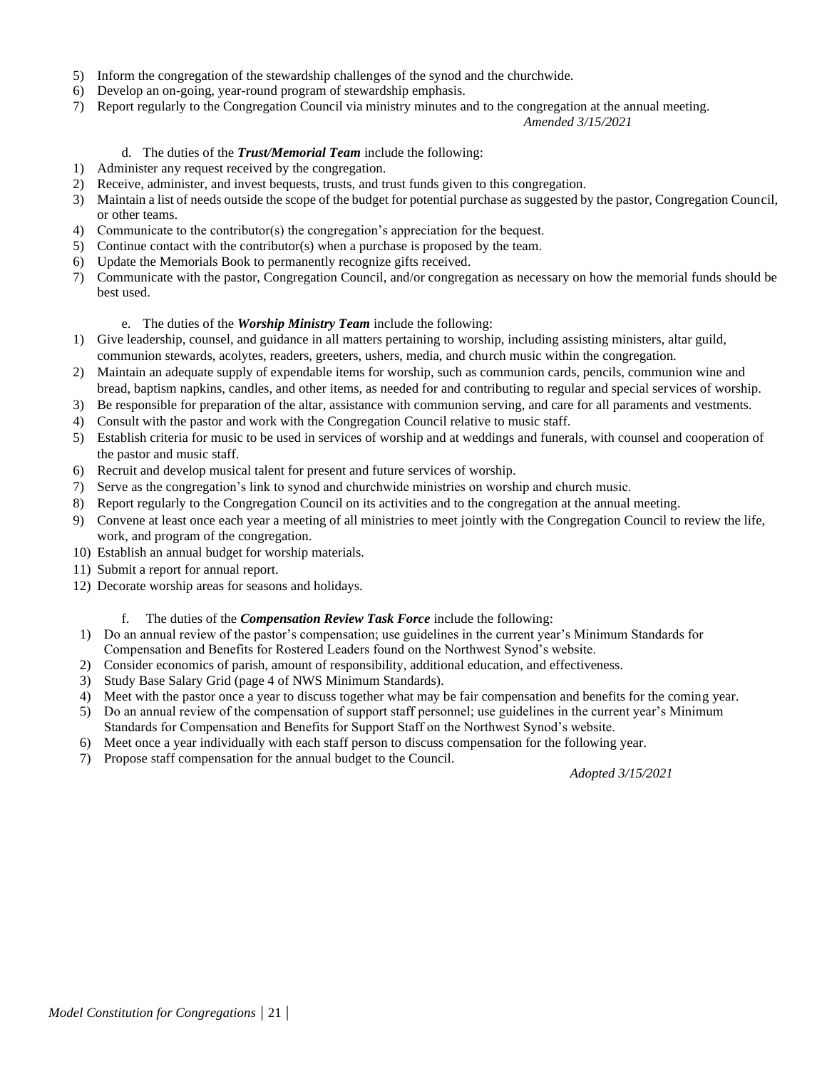5) Inform the congregation of the stewardship challenges of the synod and the churchwide.
6) Develop an on-going, year-round program of stewardship emphasis.
7) Report regularly to the Congregation Council via ministry minutes and to the congregation at the annual meeting.

*Amended 3/15/2021*

d. The duties of the ***Trust/Memorial Team*** include the following:

1) Administer any request received by the congregation.
2) Receive, administer, and invest bequests, trusts, and trust funds given to this congregation.
3) Maintain a list of needs outside the scope of the budget for potential purchase as suggested by the pastor, Congregation Council, or other teams.
4) Communicate to the contributor(s) the congregation's appreciation for the bequest.
5) Continue contact with the contributor(s) when a purchase is proposed by the team.
6) Update the Memorials Book to permanently recognize gifts received.
7) Communicate with the pastor, Congregation Council, and/or congregation as necessary on how the memorial funds should be best used.

e. The duties of the ***Worship Ministry Team*** include the following:

1) Give leadership, counsel, and guidance in all matters pertaining to worship, including assisting ministers, altar guild, communion stewards, acolytes, readers, greeters, ushers, media, and church music within the congregation.
2) Maintain an adequate supply of expendable items for worship, such as communion cards, pencils, communion wine and bread, baptism napkins, candles, and other items, as needed for and contributing to regular and special services of worship.
3) Be responsible for preparation of the altar, assistance with communion serving, and care for all paraments and vestments.
4) Consult with the pastor and work with the Congregation Council relative to music staff.
5) Establish criteria for music to be used in services of worship and at weddings and funerals, with counsel and cooperation of the pastor and music staff.
6) Recruit and develop musical talent for present and future services of worship.
7) Serve as the congregation's link to synod and churchwide ministries on worship and church music.
8) Report regularly to the Congregation Council on its activities and to the congregation at the annual meeting.
9) Convene at least once each year a meeting of all ministries to meet jointly with the Congregation Council to review the life, work, and program of the congregation.
10) Establish an annual budget for worship materials.
11) Submit a report for annual report.
12) Decorate worship areas for seasons and holidays.

f. The duties of the ***Compensation Review Task Force*** include the following:

1) Do an annual review of the pastor's compensation; use guidelines in the current year's Minimum Standards for Compensation and Benefits for Rostered Leaders found on the Northwest Synod's website.
2) Consider economics of parish, amount of responsibility, additional education, and effectiveness.
3) Study Base Salary Grid (page 4 of NWS Minimum Standards).
4) Meet with the pastor once a year to discuss together what may be fair compensation and benefits for the coming year.
5) Do an annual review of the compensation of support staff personnel; use guidelines in the current year's Minimum Standards for Compensation and Benefits for Support Staff on the Northwest Synod's website.
6) Meet once a year individually with each staff person to discuss compensation for the following year.
7) Propose staff compensation for the annual budget to the Council.

*Adopted 3/15/2021*